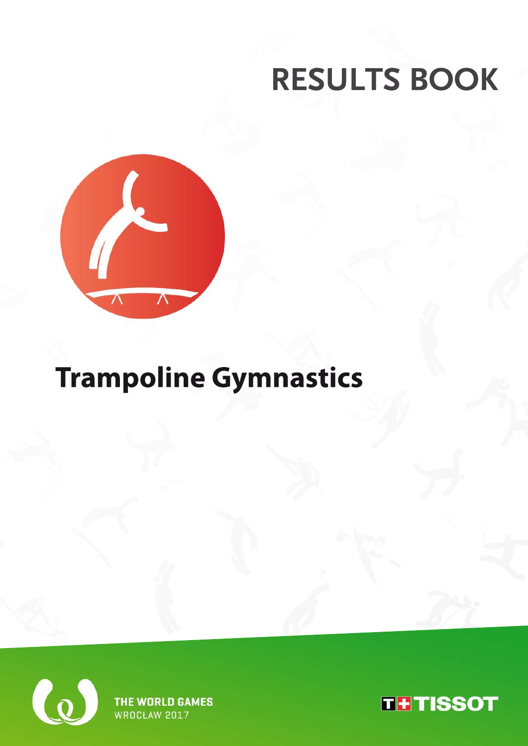# RESULTS BOOK

# Trampoline Gymnastics

THE WORLD GAMES
WROCŁAW 2017

TISSOT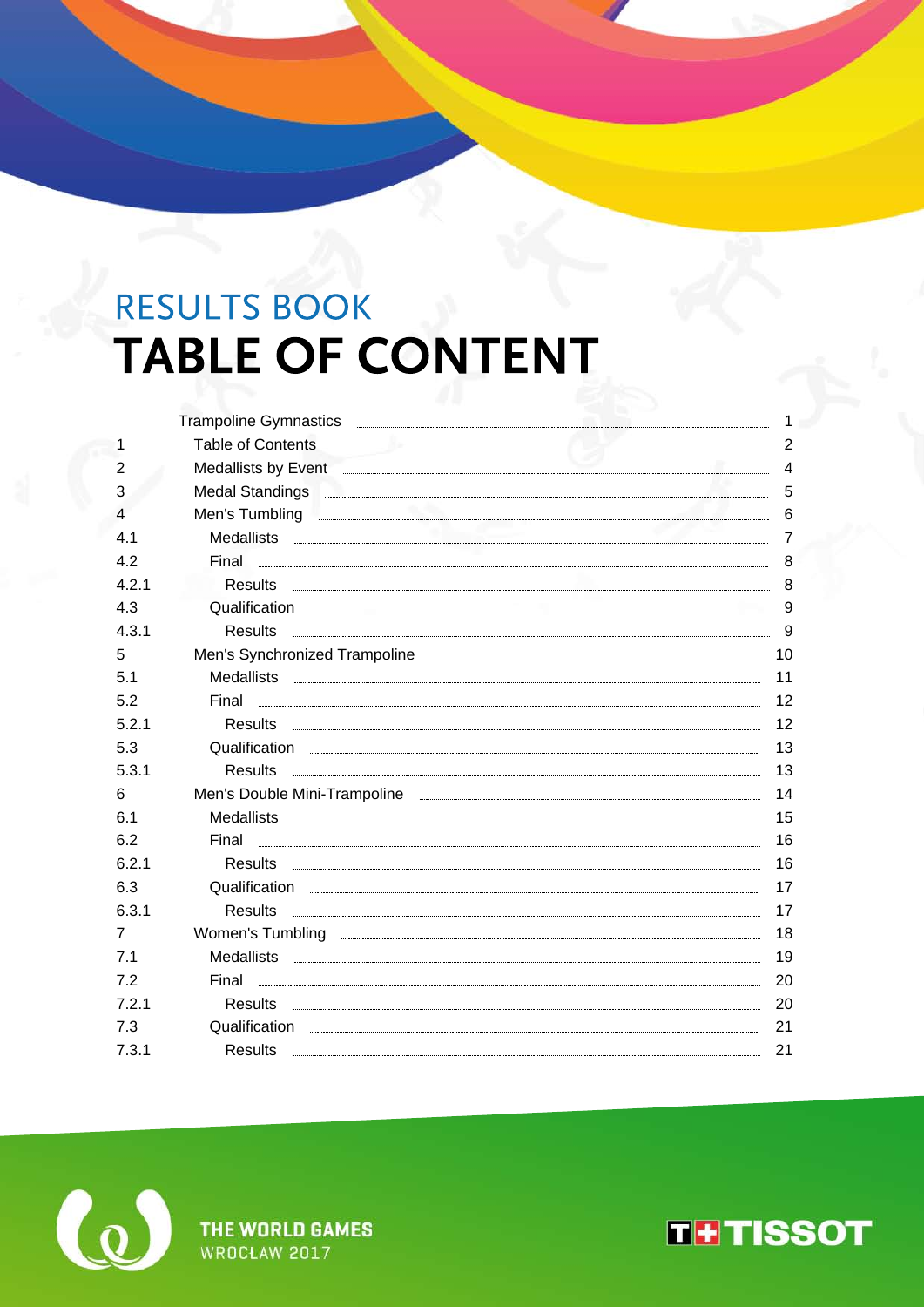RESULTS BOOK

# TABLE OF CONTENT

| | | |
|---|---|---|
| | Trampoline Gymnastics | 1 |
| 1 | Table of Contents | 2 |
| 2 | Medallists by Event | 4 |
| 3 | Medal Standings | 5 |
| 4 | Men's Tumbling | 6 |
| 4.1 | Medallists | 7 |
| 4.2 | Final | 8 |
| 4.2.1 | Results | 8 |
| 4.3 | Qualification | 9 |
| 4.3.1 | Results | 9 |
| 5 | Men's Synchronized Trampoline | 10 |
| 5.1 | Medallists | 11 |
| 5.2 | Final | 12 |
| 5.2.1 | Results | 12 |
| 5.3 | Qualification | 13 |
| 5.3.1 | Results | 13 |
| 6 | Men's Double Mini-Trampoline | 14 |
| 6.1 | Medallists | 15 |
| 6.2 | Final | 16 |
| 6.2.1 | Results | 16 |
| 6.3 | Qualification | 17 |
| 6.3.1 | Results | 17 |
| 7 | Women's Tumbling | 18 |
| 7.1 | Medallists | 19 |
| 7.2 | Final | 20 |
| 7.2.1 | Results | 20 |
| 7.3 | Qualification | 21 |
| 7.3.1 | Results | 21 |

THE WORLD GAMES
WROCŁAW 2017

TISSOT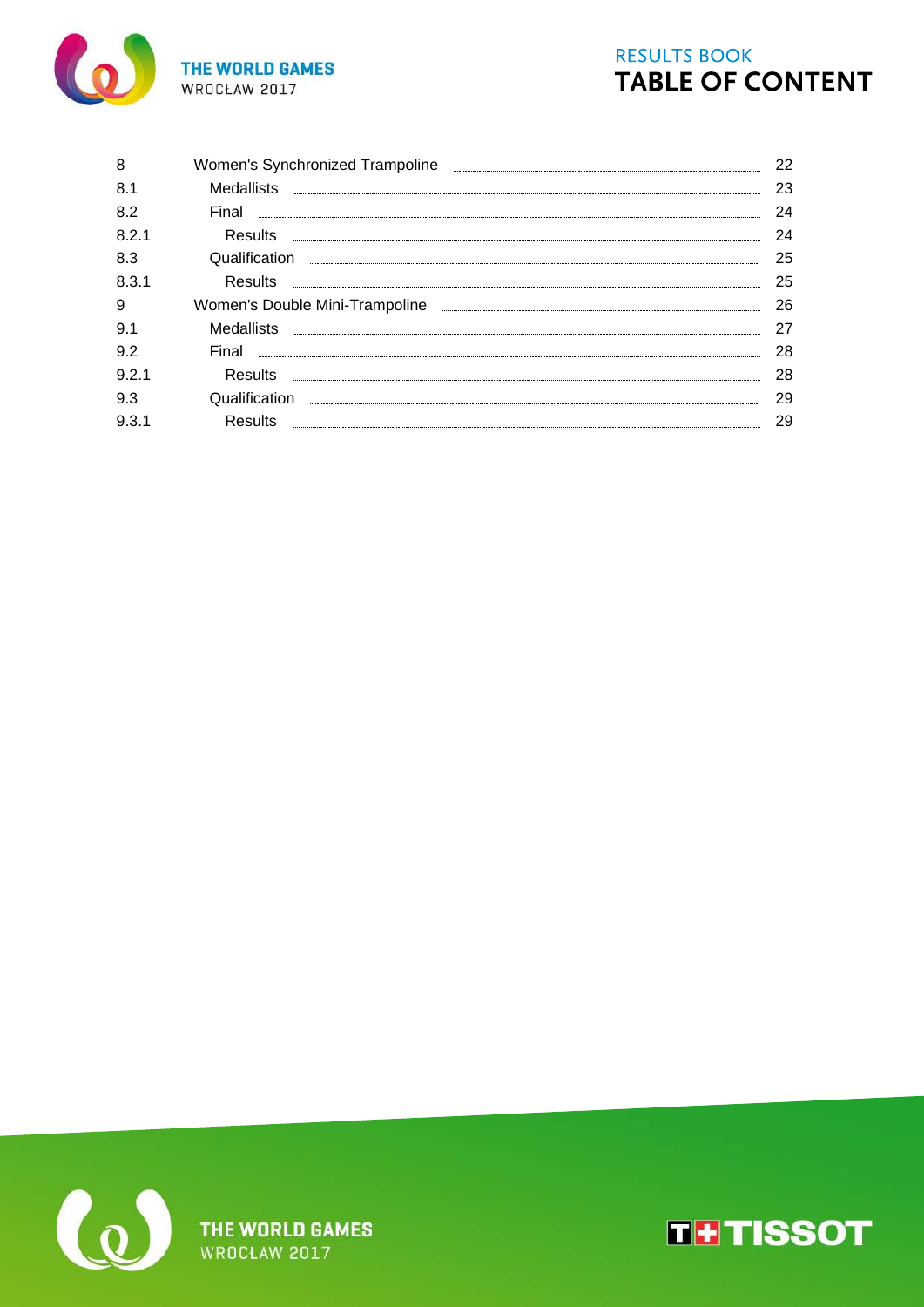| | | |
|---|---|---|
| 8 | Women's Synchronized Trampoline | 22 |
| 8.1 | Medallists | 23 |
| 8.2 | Final | 24 |
| 8.2.1 | Results | 24 |
| 8.3 | Qualification | 25 |
| 8.3.1 | Results | 25 |
| 9 | Women's Double Mini-Trampoline | 26 |
| 9.1 | Medallists | 27 |
| 9.2 | Final | 28 |
| 9.2.1 | Results | 28 |
| 9.3 | Qualification | 29 |
| 9.3.1 | Results | 29 |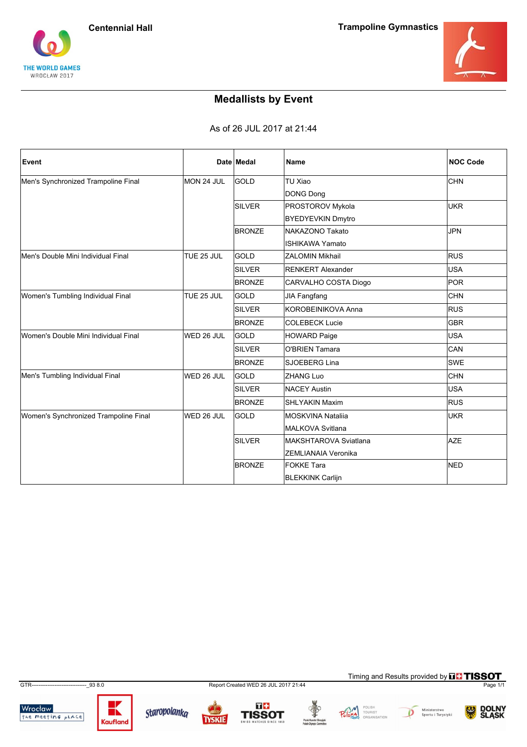Centennial Hall

Trampoline Gymnastics

THE WORLD GAMES
WROCLAW 2017

## Medallists by Event

As of 26 JUL 2017 at 21:44

| Event | Date | Medal | Name | NOC Code |
|---|---|---|---|---|
| Men's Synchronized Trampoline Final | MON 24 JUL | GOLD | TU Xiao<br>DONG Dong | CHN |
| | | SILVER | PROSTOROV Mykola<br>BYEDYEVKIN Dmytro | UKR |
| | | BRONZE | NAKAZONO Takato<br>ISHIKAWA Yamato | JPN |
| Men's Double Mini Individual Final | TUE 25 JUL | GOLD | ZALOMIN Mikhail | RUS |
| | | SILVER | RENKERT Alexander | USA |
| | | BRONZE | CARVALHO COSTA Diogo | POR |
| Women's Tumbling Individual Final | TUE 25 JUL | GOLD | JIA Fangfang | CHN |
| | | SILVER | KOROBEINIKOVA Anna | RUS |
| | | BRONZE | COLEBECK Lucie | GBR |
| Women's Double Mini Individual Final | WED 26 JUL | GOLD | HOWARD Paige | USA |
| | | SILVER | O'BRIEN Tamara | CAN |
| | | BRONZE | SJOEBERG Lina | SWE |
| Men's Tumbling Individual Final | WED 26 JUL | GOLD | ZHANG Luo | CHN |
| | | SILVER | NACEY Austin | USA |
| | | BRONZE | SHLYAKIN Maxim | RUS |
| Women's Synchronized Trampoline Final | WED 26 JUL | GOLD | MOSKVINA Nataliia<br>MALKOVA Svitlana | UKR |
| | | SILVER | MAKSHTAROVA Sviatlana<br>ZEMLIANAIA Veronika | AZE |
| | | BRONZE | FOKKE Tara<br>BLEKKINK Carlijn | NED |

Timing and Results provided by TISSOT

GTR-------------------------------_93 8.0

Report Created WED 26 JUL 2017 21:44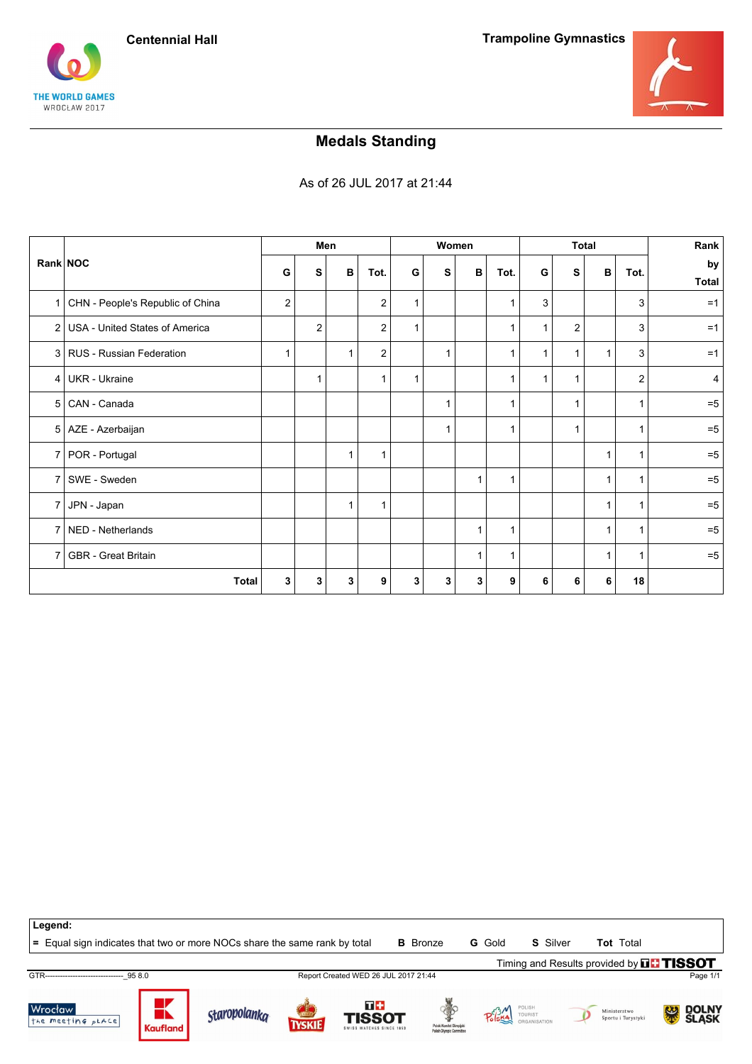Centennial Hall

Trampoline Gymnastics

## Medals Standing

As of 26 JUL 2017 at 21:44

| Rank | NOC | Men | | | | Women | | | | Total | | | | Rank by Total |
|---|---|---|---|---|---|---|---|---|---|---|---|---|---|---|
| | | G | S | B | Tot. | G | S | B | Tot. | G | S | B | Tot. | |
| 1 | CHN - People's Republic of China | 2 | | | 2 | 1 | | | 1 | 3 | | | 3 | =1 |
| 2 | USA - United States of America | | 2 | | 2 | 1 | | | 1 | 1 | 2 | | 3 | =1 |
| 3 | RUS - Russian Federation | 1 | | 1 | 2 | | 1 | | 1 | 1 | 1 | 1 | 3 | =1 |
| 4 | UKR - Ukraine | | 1 | | 1 | 1 | | | 1 | 1 | 1 | | 2 | 4 |
| 5 | CAN - Canada | | | | | | 1 | | 1 | | 1 | | 1 | =5 |
| 5 | AZE - Azerbaijan | | | | | | 1 | | 1 | | 1 | | 1 | =5 |
| 7 | POR - Portugal | | | 1 | 1 | | | | | | | 1 | 1 | =5 |
| 7 | SWE - Sweden | | | | | | | 1 | 1 | | | 1 | 1 | =5 |
| 7 | JPN - Japan | | | 1 | 1 | | | | | | | 1 | 1 | =5 |
| 7 | NED - Netherlands | | | | | | | 1 | 1 | | | 1 | 1 | =5 |
| 7 | GBR - Great Britain | | | | | | | 1 | 1 | | | 1 | 1 | =5 |
| | **Total** | **3** | **3** | **3** | **9** | **3** | **3** | **3** | **9** | **6** | **6** | **6** | **18** | |

**Legend:**

**=** Equal sign indicates that two or more NOCs share the same rank by total **B** Bronze **G** Gold **S** Silver **Tot** Total

Timing and Results provided by TISSOT

GTR-------------------------------_95 8.0 Report Created WED 26 JUL 2017 21:44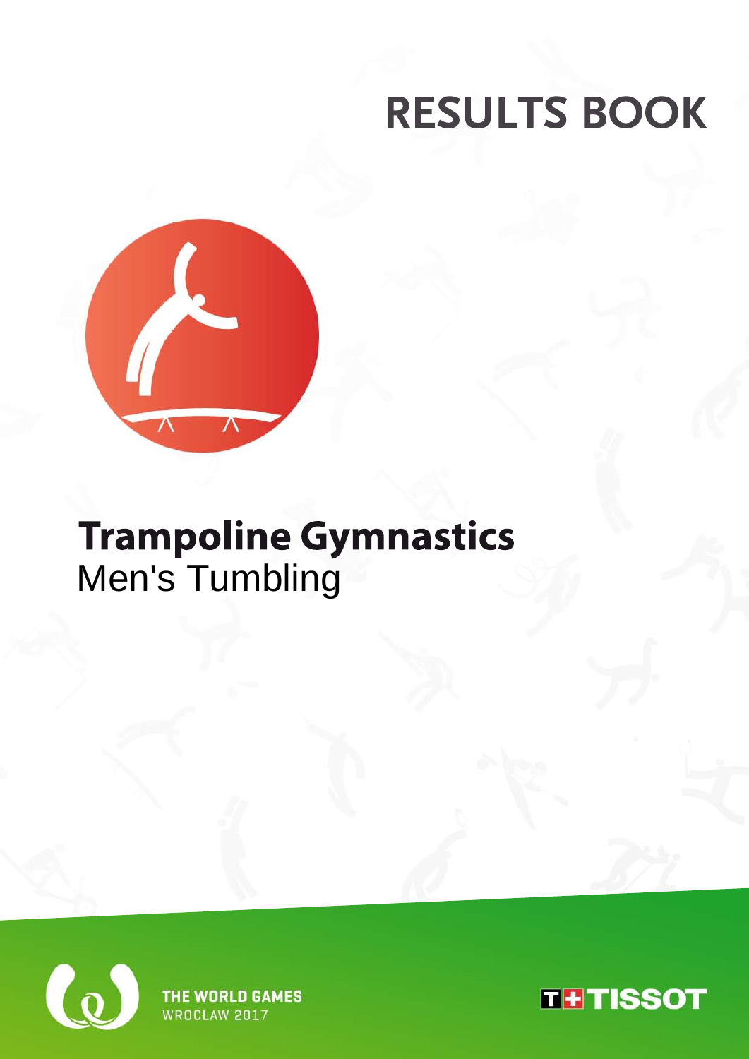# RESULTS BOOK

## Trampoline Gymnastics

Men's Tumbling

THE WORLD GAMES
WROCŁAW 2017

TISSOT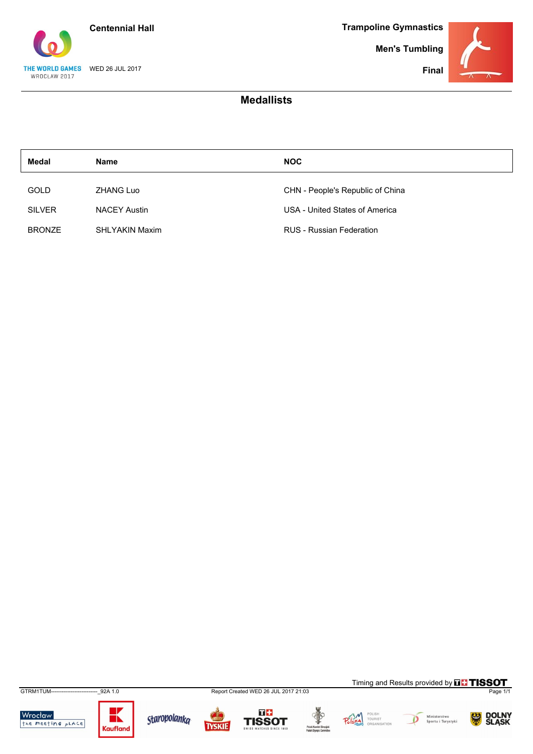Centennial Hall

WED 26 JUL 2017

Trampoline Gymnastics

Men's Tumbling

Final

## Medallists

| Medal | Name | NOC |
|---|---|---|
| GOLD | ZHANG Luo | CHN - People's Republic of China |
| SILVER | NACEY Austin | USA - United States of America |
| BRONZE | SHLYAKIN Maxim | RUS - Russian Federation |

Timing and Results provided by TISSOT

GTRM1TUM---------------------------_92A 1.0 Report Created WED 26 JUL 2017 21:03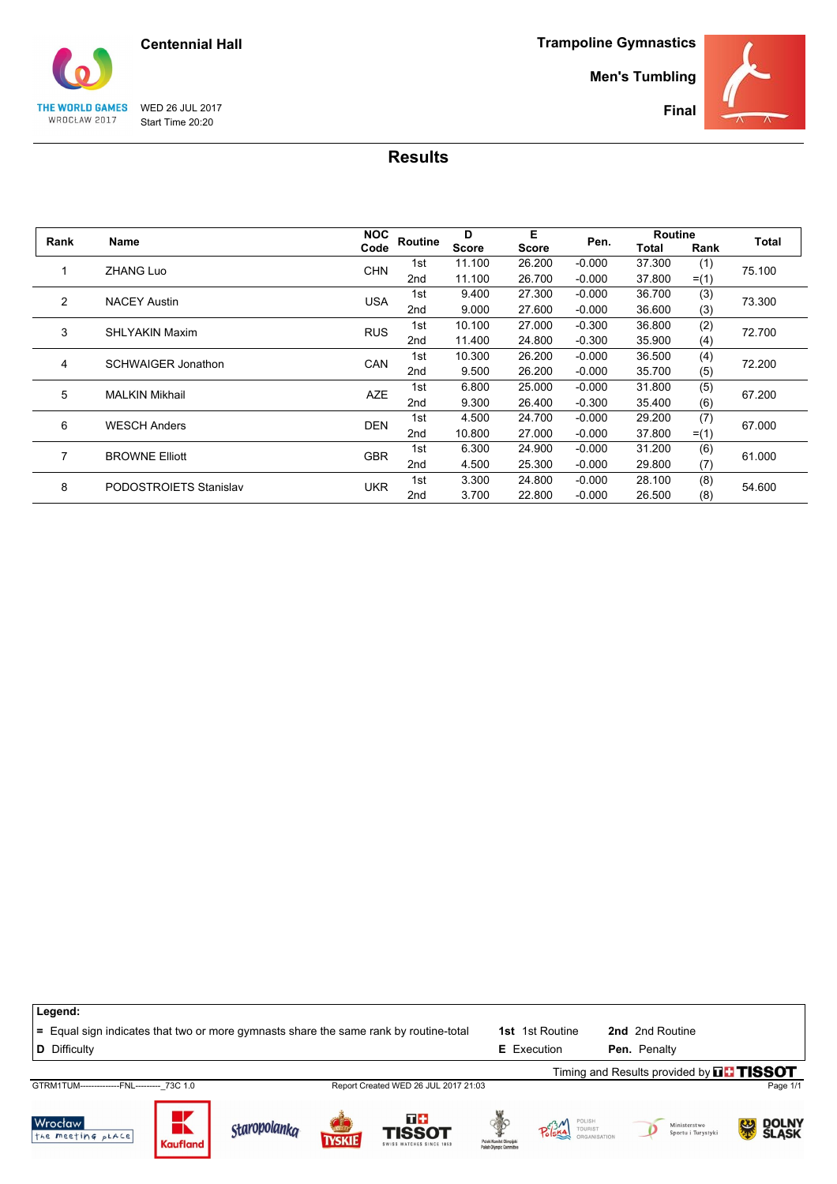Centennial Hall

THE WORLD GAMES WROCLAW 2017

WED 26 JUL 2017
Start Time 20:20

Trampoline Gymnastics

Men's Tumbling

Final

## Results

| Rank | Name | NOC Code | Routine | D Score | E Score | Pen. | Routine Total | Routine Rank | Total |
|---|---|---|---|---|---|---|---|---|---|
| 1 | ZHANG Luo | CHN | 1st | 11.100 | 26.200 | -0.000 | 37.300 | (1) | 75.100 |
| | | | 2nd | 11.100 | 26.700 | -0.000 | 37.800 | =(1) | |
| 2 | NACEY Austin | USA | 1st | 9.400 | 27.300 | -0.000 | 36.700 | (3) | 73.300 |
| | | | 2nd | 9.000 | 27.600 | -0.000 | 36.600 | (3) | |
| 3 | SHLYAKIN Maxim | RUS | 1st | 10.100 | 27.000 | -0.300 | 36.800 | (2) | 72.700 |
| | | | 2nd | 11.400 | 24.800 | -0.300 | 35.900 | (4) | |
| 4 | SCHWAIGER Jonathon | CAN | 1st | 10.300 | 26.200 | -0.000 | 36.500 | (4) | 72.200 |
| | | | 2nd | 9.500 | 26.200 | -0.000 | 35.700 | (5) | |
| 5 | MALKIN Mikhail | AZE | 1st | 6.800 | 25.000 | -0.000 | 31.800 | (5) | 67.200 |
| | | | 2nd | 9.300 | 26.400 | -0.300 | 35.400 | (6) | |
| 6 | WESCH Anders | DEN | 1st | 4.500 | 24.700 | -0.000 | 29.200 | (7) | 67.000 |
| | | | 2nd | 10.800 | 27.000 | -0.000 | 37.800 | =(1) | |
| 7 | BROWNE Elliott | GBR | 1st | 6.300 | 24.900 | -0.000 | 31.200 | (6) | 61.000 |
| | | | 2nd | 4.500 | 25.300 | -0.000 | 29.800 | (7) | |
| 8 | PODOSTROIETS Stanislav | UKR | 1st | 3.300 | 24.800 | -0.000 | 28.100 | (8) | 54.600 |
| | | | 2nd | 3.700 | 22.800 | -0.000 | 26.500 | (8) | |

**Legend:**

**=** Equal sign indicates that two or more gymnasts share the same rank by routine-total
**D** Difficulty
**1st** 1st Routine
**E** Execution
**2nd** 2nd Routine
**Pen.** Penalty

Timing and Results provided by TISSOT

GTRM1TUM--------------FNL---------_73C 1.0 Report Created WED 26 JUL 2017 21:03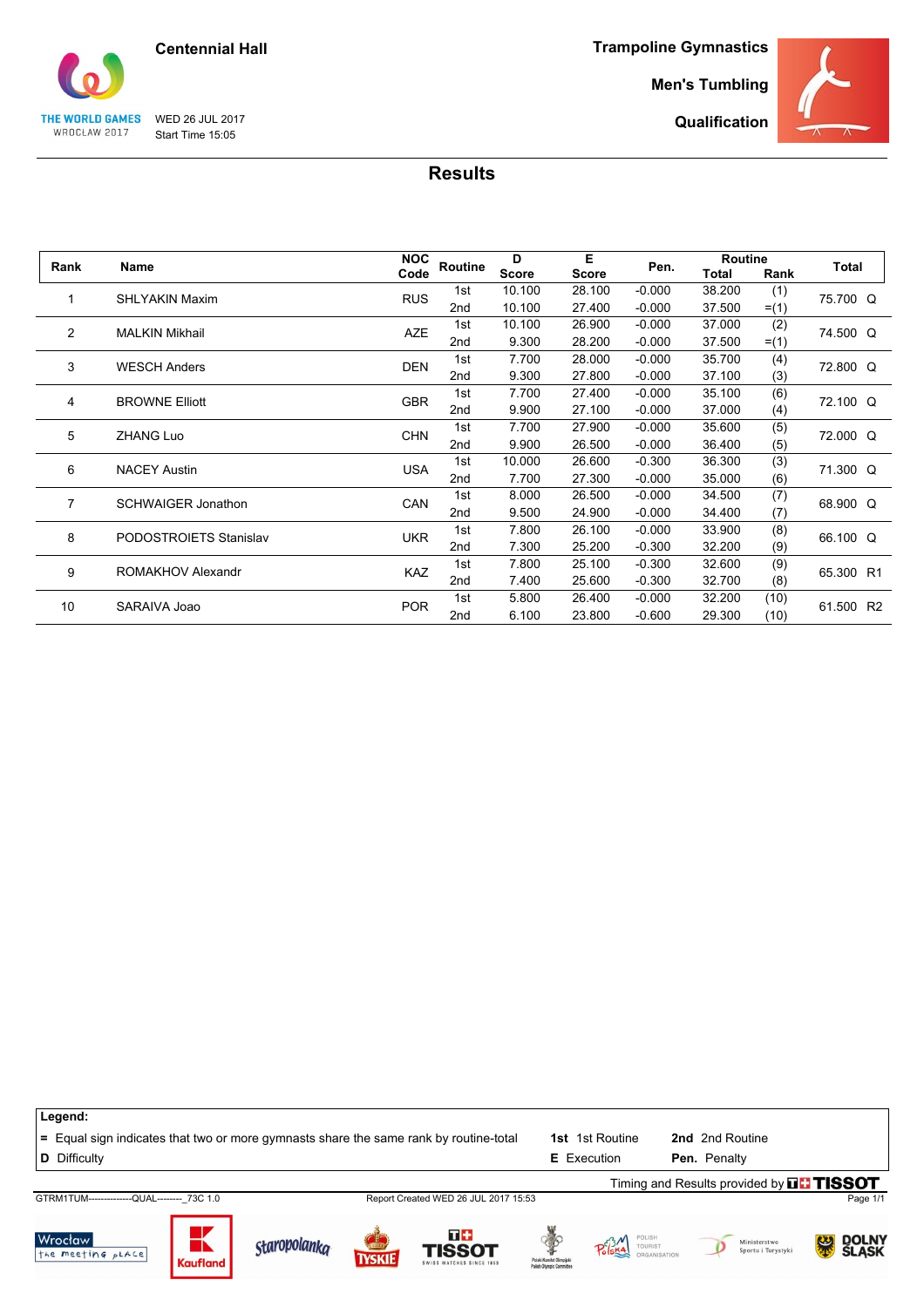Centennial Hall

THE WORLD GAMES WROCLAW 2017

WED 26 JUL 2017
Start Time 15:05

**Trampoline Gymnastics**

**Men's Tumbling**

**Qualification**

## Results

| Rank | Name | NOC Code | Routine | D Score | E Score | Pen. | Routine Total | Routine Rank | Total |
|---|---|---|---|---|---|---|---|---|---|
| 1 | SHLYAKIN Maxim | RUS | 1st | 10.100 | 28.100 | -0.000 | 38.200 | (1) | 75.700 Q |
| | | | 2nd | 10.100 | 27.400 | -0.000 | 37.500 | =(1) | |
| 2 | MALKIN Mikhail | AZE | 1st | 10.100 | 26.900 | -0.000 | 37.000 | (2) | 74.500 Q |
| | | | 2nd | 9.300 | 28.200 | -0.000 | 37.500 | =(1) | |
| 3 | WESCH Anders | DEN | 1st | 7.700 | 28.000 | -0.000 | 35.700 | (4) | 72.800 Q |
| | | | 2nd | 9.300 | 27.800 | -0.000 | 37.100 | (3) | |
| 4 | BROWNE Elliott | GBR | 1st | 7.700 | 27.400 | -0.000 | 35.100 | (6) | 72.100 Q |
| | | | 2nd | 9.900 | 27.100 | -0.000 | 37.000 | (4) | |
| 5 | ZHANG Luo | CHN | 1st | 7.700 | 27.900 | -0.000 | 35.600 | (5) | 72.000 Q |
| | | | 2nd | 9.900 | 26.500 | -0.000 | 36.400 | (5) | |
| 6 | NACEY Austin | USA | 1st | 10.000 | 26.600 | -0.300 | 36.300 | (3) | 71.300 Q |
| | | | 2nd | 7.700 | 27.300 | -0.000 | 35.000 | (6) | |
| 7 | SCHWAIGER Jonathon | CAN | 1st | 8.000 | 26.500 | -0.000 | 34.500 | (7) | 68.900 Q |
| | | | 2nd | 9.500 | 24.900 | -0.000 | 34.400 | (7) | |
| 8 | PODOSTROIETS Stanislav | UKR | 1st | 7.800 | 26.100 | -0.000 | 33.900 | (8) | 66.100 Q |
| | | | 2nd | 7.300 | 25.200 | -0.300 | 32.200 | (9) | |
| 9 | ROMAKHOV Alexandr | KAZ | 1st | 7.800 | 25.100 | -0.300 | 32.600 | (9) | 65.300 R1 |
| | | | 2nd | 7.400 | 25.600 | -0.300 | 32.700 | (8) | |
| 10 | SARAIVA Joao | POR | 1st | 5.800 | 26.400 | -0.000 | 32.200 | (10) | 61.500 R2 |
| | | | 2nd | 6.100 | 23.800 | -0.600 | 29.300 | (10) | |

**Legend:**

**=** Equal sign indicates that two or more gymnasts share the same rank by routine-total
**D** Difficulty
**1st** 1st Routine
**E** Execution
**2nd** 2nd Routine
**Pen.** Penalty

Timing and Results provided by TISSOT

GTRM1TUM--------------QUAL--------_73C 1.0

Report Created WED 26 JUL 2017 15:53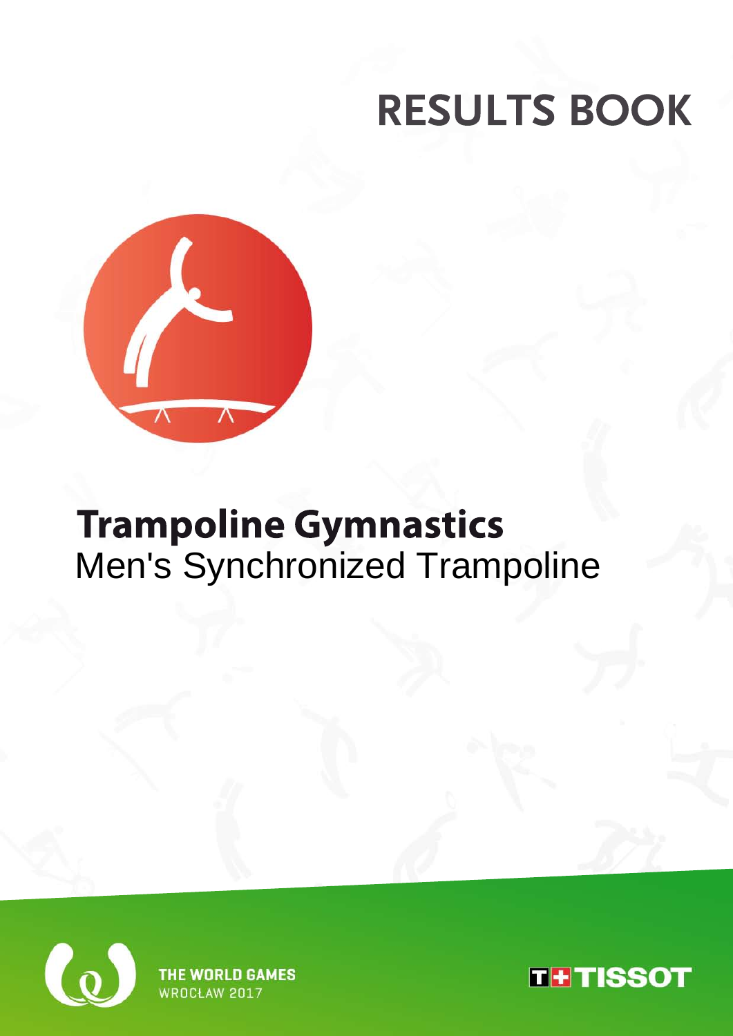# RESULTS BOOK

# Trampoline Gymnastics

## Men's Synchronized Trampoline

THE WORLD GAMES
WROCLAW 2017

TISSOT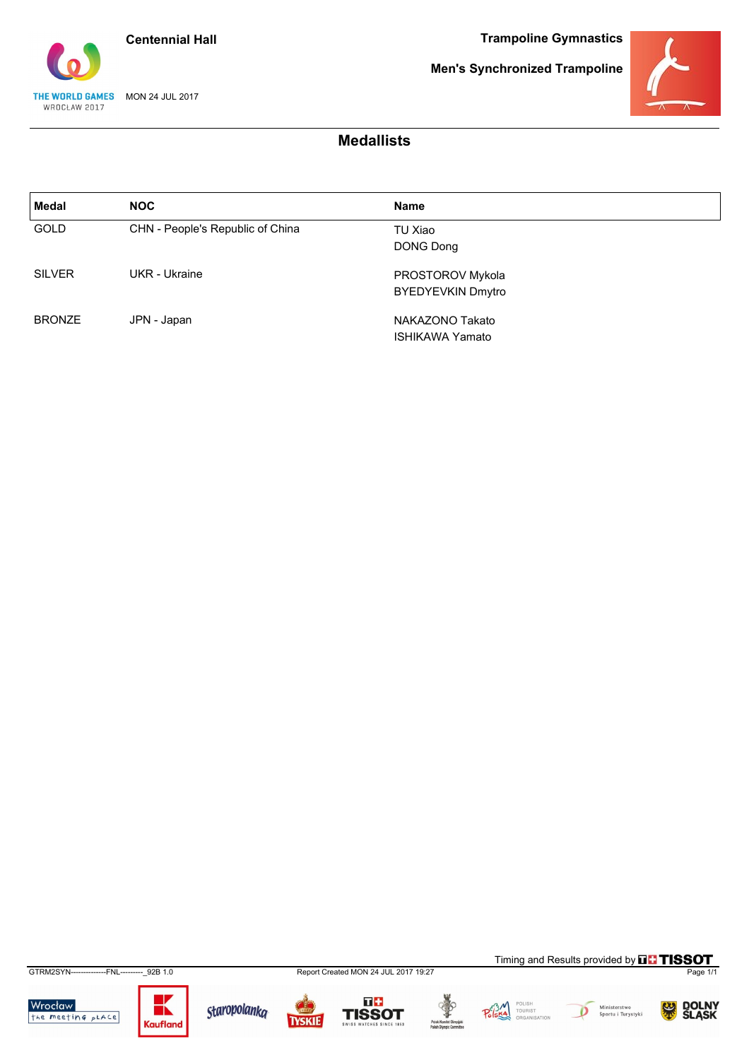Centennial Hall

**Trampoline Gymnastics**

**Men's Synchronized Trampoline**

MON 24 JUL 2017

## Medallists

| Medal | NOC | Name |
|---|---|---|
| GOLD | CHN - People's Republic of China | TU Xiao<br>DONG Dong |
| SILVER | UKR - Ukraine | PROSTOROV Mykola<br>BYEDYEVKIN Dmytro |
| BRONZE | JPN - Japan | NAKAZONO Takato<br>ISHIKAWA Yamato |

Timing and Results provided by TISSOT

GTRM2SYN--------------FNL---------_92B 1.0 Report Created MON 24 JUL 2017 19:27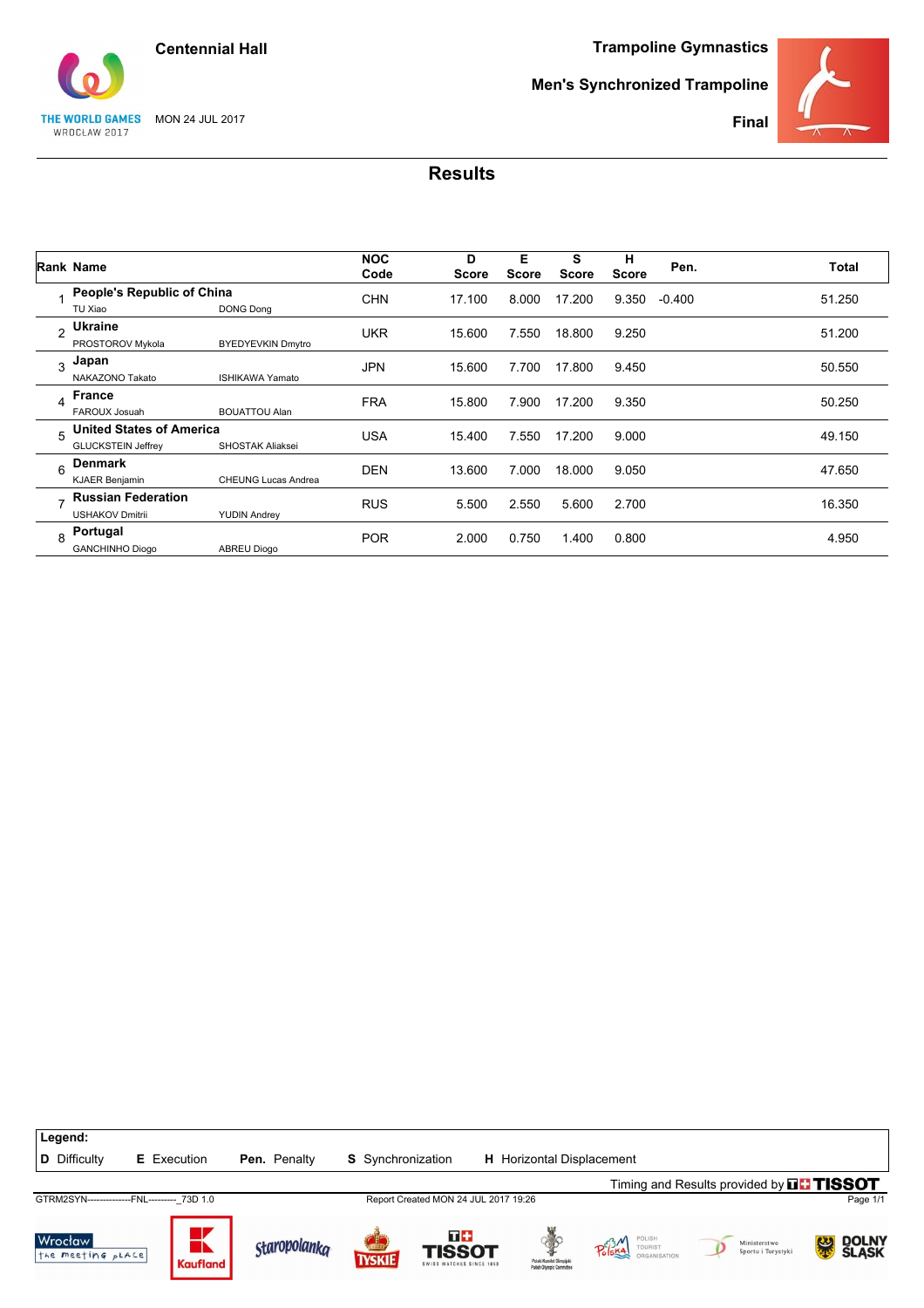Centennial Hall

THE WORLD GAMES WROCŁAW 2017

MON 24 JUL 2017

**Trampoline Gymnastics**

**Men's Synchronized Trampoline**

**Final**

# Results

| Rank | Name | | NOC Code | D Score | E Score | S Score | H Score | Pen. | Total |
|---|---|---|---|---|---|---|---|---|---|
| 1 | **People's Republic of China** TU Xiao | DONG Dong | CHN | 17.100 | 8.000 | 17.200 | 9.350 | -0.400 | 51.250 |
| 2 | **Ukraine** PROSTOROV Mykola | BYEDYEVKIN Dmytro | UKR | 15.600 | 7.550 | 18.800 | 9.250 | | 51.200 |
| 3 | **Japan** NAKAZONO Takato | ISHIKAWA Yamato | JPN | 15.600 | 7.700 | 17.800 | 9.450 | | 50.550 |
| 4 | **France** FAROUX Josuah | BOUATTOU Alan | FRA | 15.800 | 7.900 | 17.200 | 9.350 | | 50.250 |
| 5 | **United States of America** GLUCKSTEIN Jeffrey | SHOSTAK Aliaksei | USA | 15.400 | 7.550 | 17.200 | 9.000 | | 49.150 |
| 6 | **Denmark** KJAER Benjamin | CHEUNG Lucas Andrea | DEN | 13.600 | 7.000 | 18.000 | 9.050 | | 47.650 |
| 7 | **Russian Federation** USHAKOV Dmitrii | YUDIN Andrey | RUS | 5.500 | 2.550 | 5.600 | 2.700 | | 16.350 |
| 8 | **Portugal** GANCHINHO Diogo | ABREU Diogo | POR | 2.000 | 0.750 | 1.400 | 0.800 | | 4.950 |

**Legend:**
**D** Difficulty **E** Execution **Pen.** Penalty **S** Synchronization **H** Horizontal Displacement

Timing and Results provided by TISSOT

GTRM2SYN--------------FNL---------_73D 1.0 Report Created MON 24 JUL 2017 19:26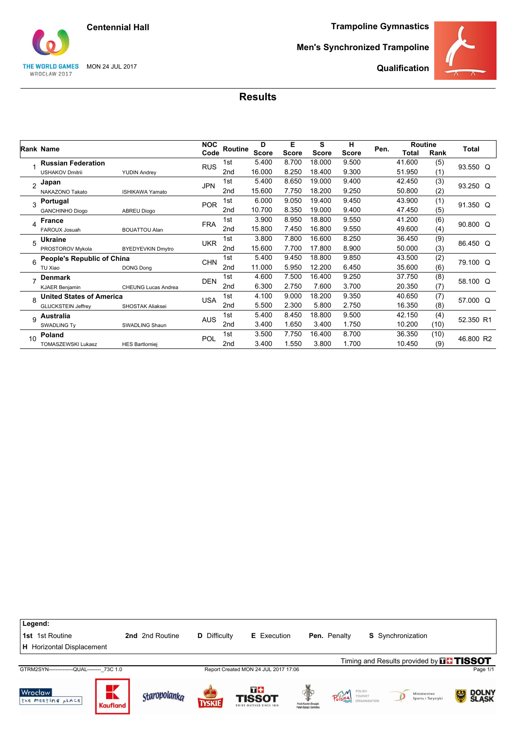Centennial Hall

THE WORLD GAMES WROCLAW 2017

MON 24 JUL 2017

**Trampoline Gymnastics**

**Men's Synchronized Trampoline**

**Qualification**

## Results

| Rank | Name | | NOC Code | Routine | D Score | E Score | S Score | H Score | Pen. | Routine Total | Routine Rank | Total |
|---|---|---|---|---|---|---|---|---|---|---|---|---|
| 1 | **Russian Federation** | | RUS | 1st | 5.400 | 8.700 | 18.000 | 9.500 | | 41.600 | (5) | 93.550 Q |
| | USHAKOV Dmitrii | YUDIN Andrey | | 2nd | 16.000 | 8.250 | 18.400 | 9.300 | | 51.950 | (1) | |
| 2 | **Japan** | | JPN | 1st | 5.400 | 8.650 | 19.000 | 9.400 | | 42.450 | (3) | 93.250 Q |
| | NAKAZONO Takato | ISHIKAWA Yamato | | 2nd | 15.600 | 7.750 | 18.200 | 9.250 | | 50.800 | (2) | |
| 3 | **Portugal** | | POR | 1st | 6.000 | 9.050 | 19.400 | 9.450 | | 43.900 | (1) | 91.350 Q |
| | GANCHINHO Diogo | ABREU Diogo | | 2nd | 10.700 | 8.350 | 19.000 | 9.400 | | 47.450 | (5) | |
| 4 | **France** | | FRA | 1st | 3.900 | 8.950 | 18.800 | 9.550 | | 41.200 | (6) | 90.800 Q |
| | FAROUX Josuah | BOUATTOU Alan | | 2nd | 15.800 | 7.450 | 16.800 | 9.550 | | 49.600 | (4) | |
| 5 | **Ukraine** | | UKR | 1st | 3.800 | 7.800 | 16.600 | 8.250 | | 36.450 | (9) | 86.450 Q |
| | PROSTOROV Mykola | BYEDYEVKIN Dmytro | | 2nd | 15.600 | 7.700 | 17.800 | 8.900 | | 50.000 | (3) | |
| 6 | **People's Republic of China** | | CHN | 1st | 5.400 | 9.450 | 18.800 | 9.850 | | 43.500 | (2) | 79.100 Q |
| | TU Xiao | DONG Dong | | 2nd | 11.000 | 5.950 | 12.200 | 6.450 | | 35.600 | (6) | |
| 7 | **Denmark** | | DEN | 1st | 4.600 | 7.500 | 16.400 | 9.250 | | 37.750 | (8) | 58.100 Q |
| | KJAER Benjamin | CHEUNG Lucas Andrea | | 2nd | 6.300 | 2.750 | 7.600 | 3.700 | | 20.350 | (7) | |
| 8 | **United States of America** | | USA | 1st | 4.100 | 9.000 | 18.200 | 9.350 | | 40.650 | (7) | 57.000 Q |
| | GLUCKSTEIN Jeffrey | SHOSTAK Aliaksei | | 2nd | 5.500 | 2.300 | 5.800 | 2.750 | | 16.350 | (8) | |
| 9 | **Australia** | | AUS | 1st | 5.400 | 8.450 | 18.800 | 9.500 | | 42.150 | (4) | 52.350 R1 |
| | SWADLING Ty | SWADLING Shaun | | 2nd | 3.400 | 1.650 | 3.400 | 1.750 | | 10.200 | (10) | |
| 10 | **Poland** | | POL | 1st | 3.500 | 7.750 | 16.400 | 8.700 | | 36.350 | (10) | 46.800 R2 |
| | TOMASZEWSKI Lukasz | HES Bartlomiej | | 2nd | 3.400 | 1.550 | 3.800 | 1.700 | | 10.450 | (9) | |

**Legend:**

**1st** 1st Routine | **2nd** 2nd Routine | **D** Difficulty | **E** Execution | **Pen.** Penalty | **S** Synchronization | **H** Horizontal Displacement

Timing and Results provided by TISSOT

GTRM2SYN--------------QUAL--------_73C 1.0

Report Created MON 24 JUL 2017 17:06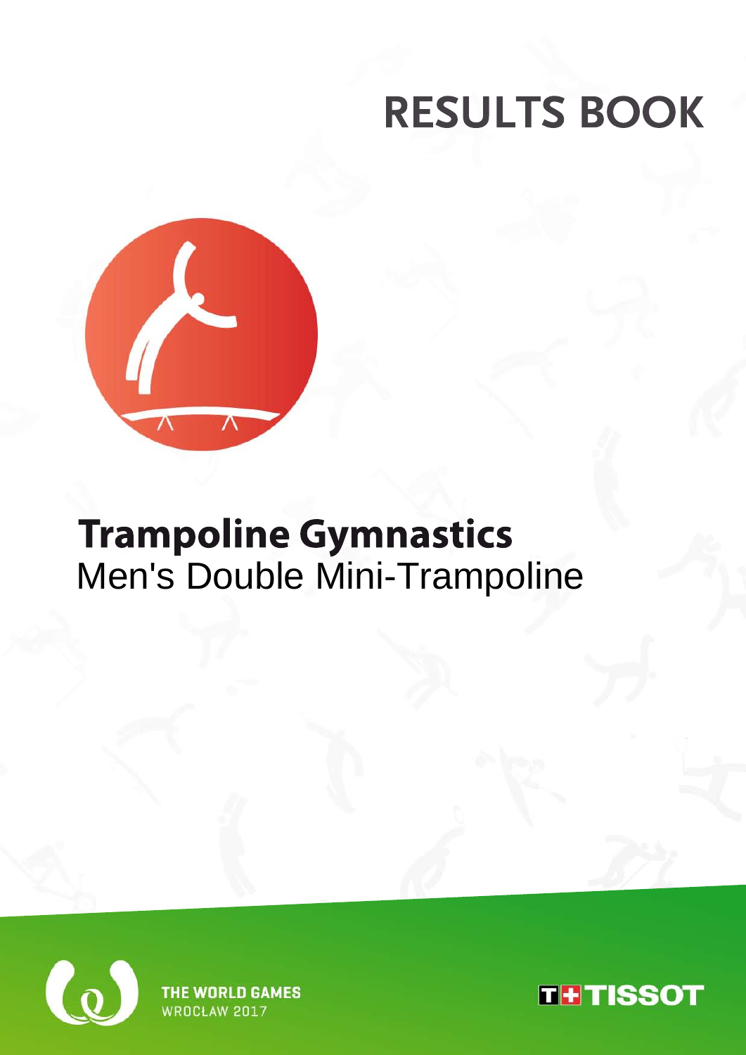# RESULTS BOOK

# Trampoline Gymnastics

## Men's Double Mini-Trampoline

THE WORLD GAMES
WROCŁAW 2017

TISSOT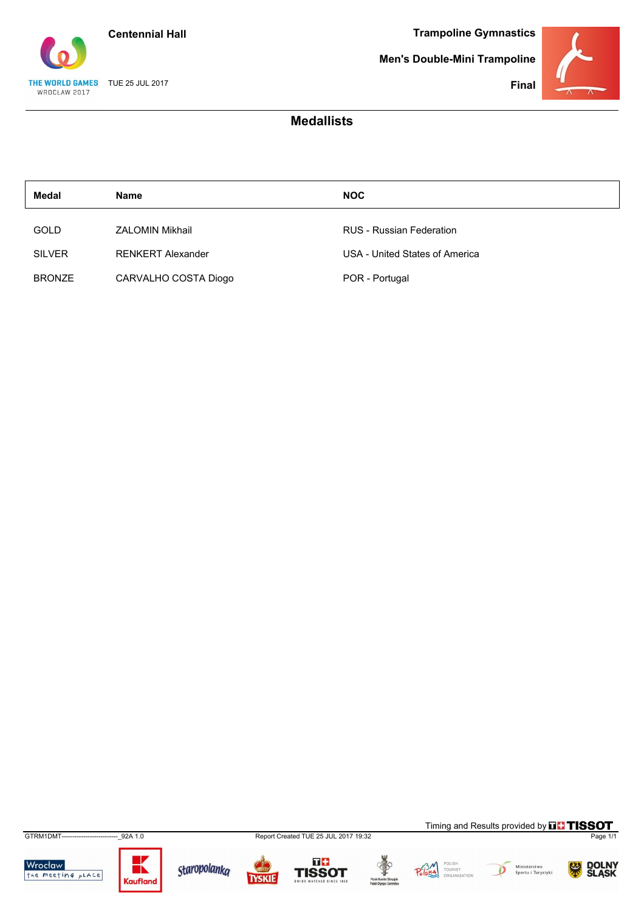Centennial Hall

TUE 25 JUL 2017

Trampoline Gymnastics

Men's Double-Mini Trampoline

Final

## Medallists

| Medal | Name | NOC |
| --- | --- | --- |
| GOLD | ZALOMIN Mikhail | RUS - Russian Federation |
| SILVER | RENKERT Alexander | USA - United States of America |
| BRONZE | CARVALHO COSTA Diogo | POR - Portugal |

Timing and Results provided by TISSOT

GTRM1DMT---------------------------_92A 1.0

Report Created TUE 25 JUL 2017 19:32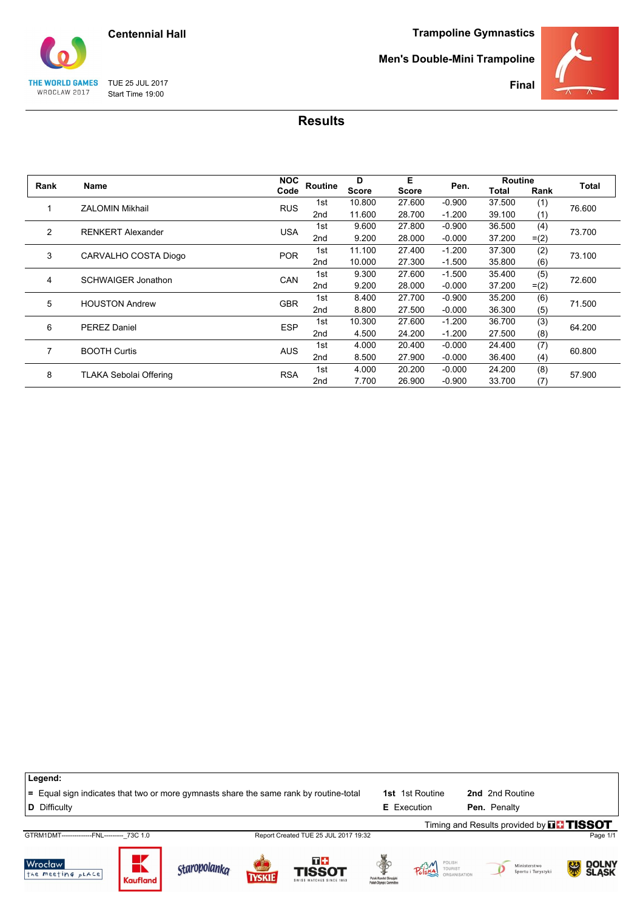Centennial Hall

TUE 25 JUL 2017
Start Time 19:00

Trampoline Gymnastics

Men's Double-Mini Trampoline

Final

# Results

| Rank | Name | NOC Code | Routine | D Score | E Score | Pen. | Routine Total | Routine Rank | Total |
|---|---|---|---|---|---|---|---|---|---|
| 1 | ZALOMIN Mikhail | RUS | 1st | 10.800 | 27.600 | -0.900 | 37.500 | (1) | 76.600 |
| | | | 2nd | 11.600 | 28.700 | -1.200 | 39.100 | (1) | |
| 2 | RENKERT Alexander | USA | 1st | 9.600 | 27.800 | -0.900 | 36.500 | (4) | 73.700 |
| | | | 2nd | 9.200 | 28.000 | -0.000 | 37.200 | =(2) | |
| 3 | CARVALHO COSTA Diogo | POR | 1st | 11.100 | 27.400 | -1.200 | 37.300 | (2) | 73.100 |
| | | | 2nd | 10.000 | 27.300 | -1.500 | 35.800 | (6) | |
| 4 | SCHWAIGER Jonathon | CAN | 1st | 9.300 | 27.600 | -1.500 | 35.400 | (5) | 72.600 |
| | | | 2nd | 9.200 | 28.000 | -0.000 | 37.200 | =(2) | |
| 5 | HOUSTON Andrew | GBR | 1st | 8.400 | 27.700 | -0.900 | 35.200 | (6) | 71.500 |
| | | | 2nd | 8.800 | 27.500 | -0.000 | 36.300 | (5) | |
| 6 | PEREZ Daniel | ESP | 1st | 10.300 | 27.600 | -1.200 | 36.700 | (3) | 64.200 |
| | | | 2nd | 4.500 | 24.200 | -1.200 | 27.500 | (8) | |
| 7 | BOOTH Curtis | AUS | 1st | 4.000 | 20.400 | -0.000 | 24.400 | (7) | 60.800 |
| | | | 2nd | 8.500 | 27.900 | -0.000 | 36.400 | (4) | |
| 8 | TLAKA Sebolai Offering | RSA | 1st | 4.000 | 20.200 | -0.000 | 24.200 | (8) | 57.900 |
| | | | 2nd | 7.700 | 26.900 | -0.900 | 33.700 | (7) | |

**Legend:**

**=** Equal sign indicates that two or more gymnasts share the same rank by routine-total
**D** Difficulty
**1st** 1st Routine
**E** Execution
**2nd** 2nd Routine
**Pen.** Penalty

Timing and Results provided by TISSOT

GTRM1DMT--------------FNL---------_73C 1.0

Report Created TUE 25 JUL 2017 19:32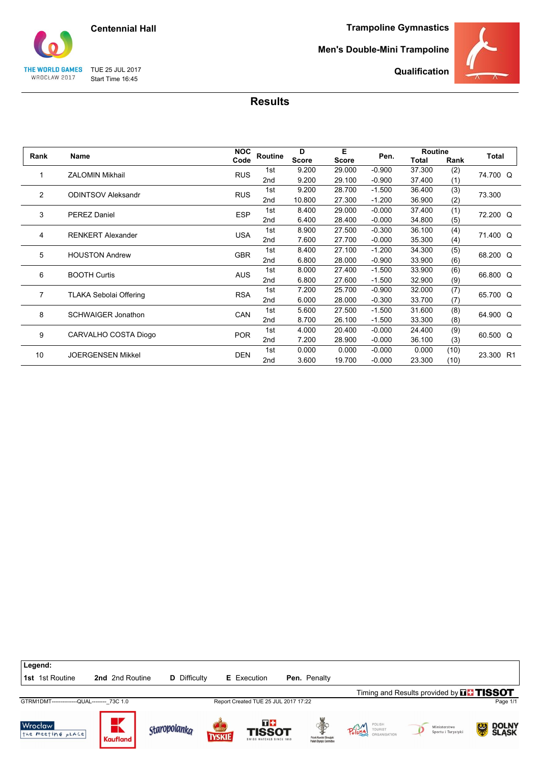Centennial Hall

TUE 25 JUL 2017
Start Time 16:45

Trampoline Gymnastics

Men's Double-Mini Trampoline

Qualification

# Results

| Rank | Name | NOC Code | Routine | D Score | E Score | Pen. | Routine Total | Routine Rank | Total |
|---|---|---|---|---|---|---|---|---|---|
| 1 | ZALOMIN Mikhail | RUS | 1st | 9.200 | 29.000 | -0.900 | 37.300 | (2) | 74.700 Q |
| | | | 2nd | 9.200 | 29.100 | -0.900 | 37.400 | (1) | |
| 2 | ODINTSOV Aleksandr | RUS | 1st | 9.200 | 28.700 | -1.500 | 36.400 | (3) | 73.300 |
| | | | 2nd | 10.800 | 27.300 | -1.200 | 36.900 | (2) | |
| 3 | PEREZ Daniel | ESP | 1st | 8.400 | 29.000 | -0.000 | 37.400 | (1) | 72.200 Q |
| | | | 2nd | 6.400 | 28.400 | -0.000 | 34.800 | (5) | |
| 4 | RENKERT Alexander | USA | 1st | 8.900 | 27.500 | -0.300 | 36.100 | (4) | 71.400 Q |
| | | | 2nd | 7.600 | 27.700 | -0.000 | 35.300 | (4) | |
| 5 | HOUSTON Andrew | GBR | 1st | 8.400 | 27.100 | -1.200 | 34.300 | (5) | 68.200 Q |
| | | | 2nd | 6.800 | 28.000 | -0.900 | 33.900 | (6) | |
| 6 | BOOTH Curtis | AUS | 1st | 8.000 | 27.400 | -1.500 | 33.900 | (6) | 66.800 Q |
| | | | 2nd | 6.800 | 27.600 | -1.500 | 32.900 | (9) | |
| 7 | TLAKA Sebolai Offering | RSA | 1st | 7.200 | 25.700 | -0.900 | 32.000 | (7) | 65.700 Q |
| | | | 2nd | 6.000 | 28.000 | -0.300 | 33.700 | (7) | |
| 8 | SCHWAIGER Jonathon | CAN | 1st | 5.600 | 27.500 | -1.500 | 31.600 | (8) | 64.900 Q |
| | | | 2nd | 8.700 | 26.100 | -1.500 | 33.300 | (8) | |
| 9 | CARVALHO COSTA Diogo | POR | 1st | 4.000 | 20.400 | -0.000 | 24.400 | (9) | 60.500 Q |
| | | | 2nd | 7.200 | 28.900 | -0.000 | 36.100 | (3) | |
| 10 | JOERGENSEN Mikkel | DEN | 1st | 0.000 | 0.000 | -0.000 | 0.000 | (10) | 23.300 R1 |
| | | | 2nd | 3.600 | 19.700 | -0.000 | 23.300 | (10) | |

**Legend:**
**1st** 1st Routine **2nd** 2nd Routine **D** Difficulty **E** Execution **Pen.** Penalty

Timing and Results provided by TISSOT

GTRM1DMT--------------QUAL--------_73C 1.0 Report Created TUE 25 JUL 2017 17:22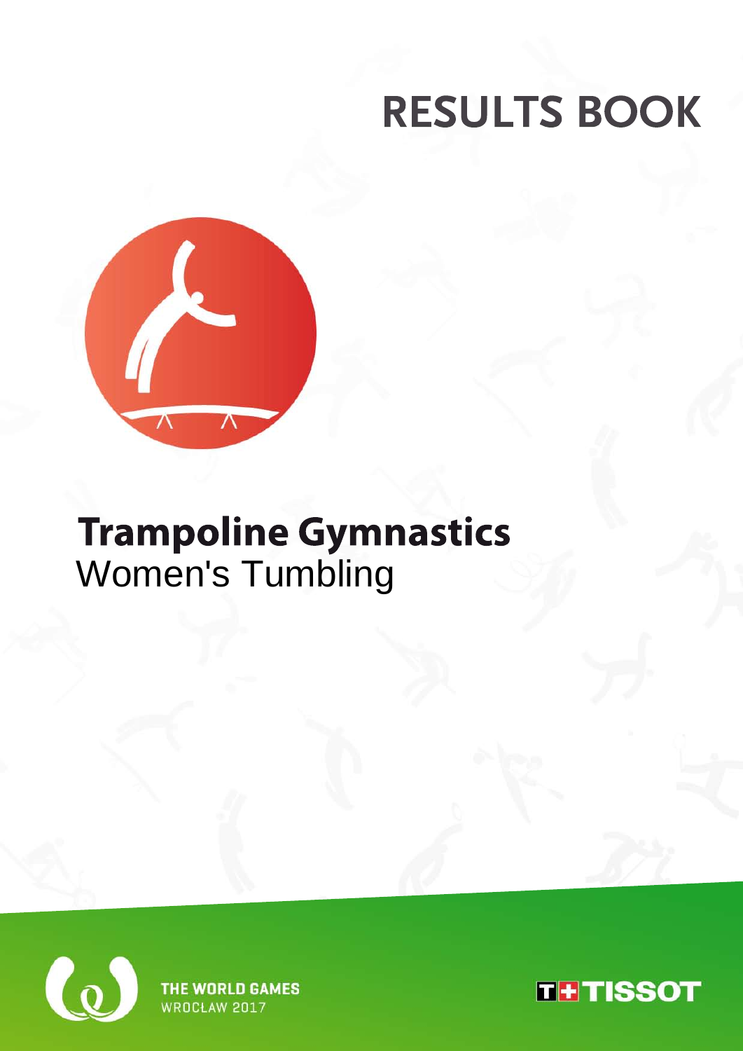# RESULTS BOOK

# Trampoline Gymnastics

## Women's Tumbling

THE WORLD GAMES
WROCŁAW 2017

TISSOT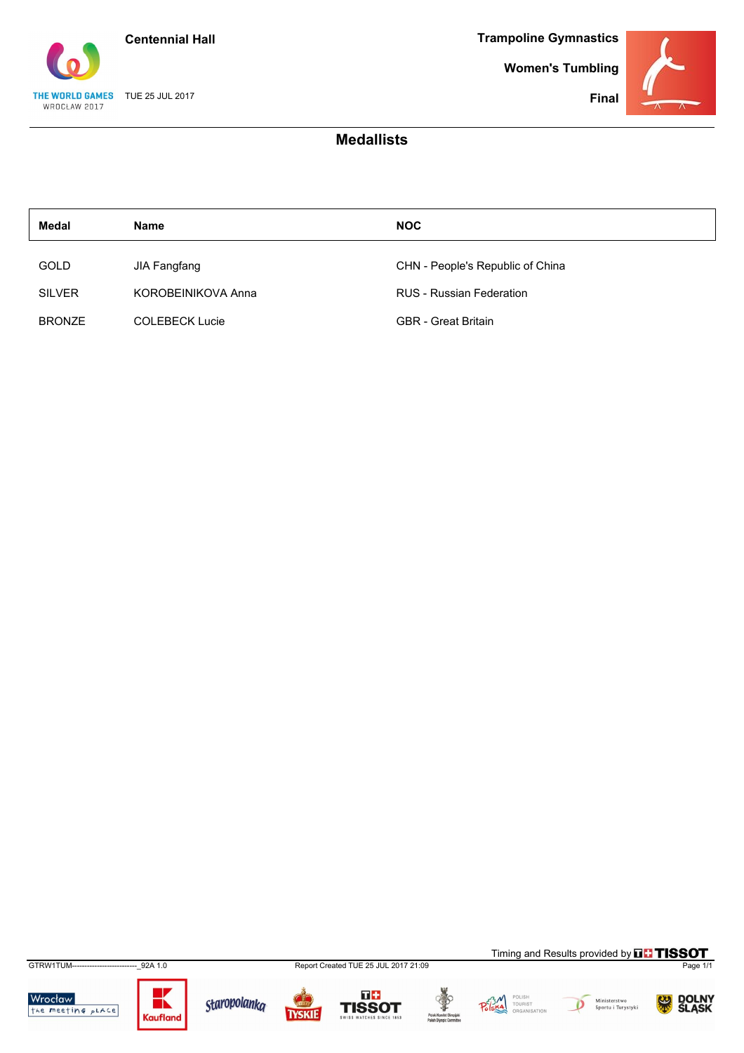Centennial Hall

TUE 25 JUL 2017

**Trampoline Gymnastics**

**Women's Tumbling**

**Final**

## Medallists

| Medal | Name | NOC |
|---|---|---|
| GOLD | JIA Fangfang | CHN - People's Republic of China |
| SILVER | KOROBEINIKOVA Anna | RUS - Russian Federation |
| BRONZE | COLEBECK Lucie | GBR - Great Britain |

Timing and Results provided by TISSOT

GTRW1TUM--------------------------_92A 1.0

Report Created TUE 25 JUL 2017 21:09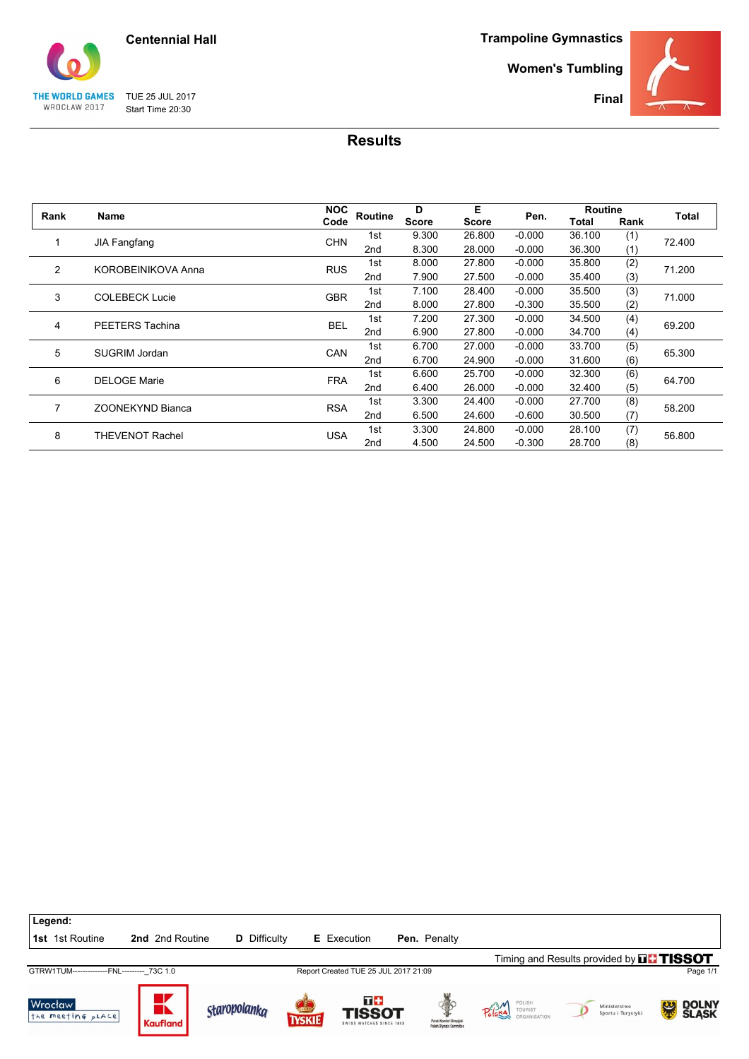Centennial Hall

THE WORLD GAMES WROCLAW 2017

TUE 25 JUL 2017
Start Time 20:30

**Trampoline Gymnastics**

**Women's Tumbling**

**Final**

## Results

| Rank | Name | NOC Code | Routine | D Score | E Score | Pen. | Routine Total | Routine Rank | Total |
|---|---|---|---|---|---|---|---|---|---|
| 1 | JIA Fangfang | CHN | 1st | 9.300 | 26.800 | -0.000 | 36.100 | (1) | 72.400 |
| | | | 2nd | 8.300 | 28.000 | -0.000 | 36.300 | (1) | |
| 2 | KOROBEINIKOVA Anna | RUS | 1st | 8.000 | 27.800 | -0.000 | 35.800 | (2) | 71.200 |
| | | | 2nd | 7.900 | 27.500 | -0.000 | 35.400 | (3) | |
| 3 | COLEBECK Lucie | GBR | 1st | 7.100 | 28.400 | -0.000 | 35.500 | (3) | 71.000 |
| | | | 2nd | 8.000 | 27.800 | -0.300 | 35.500 | (2) | |
| 4 | PEETERS Tachina | BEL | 1st | 7.200 | 27.300 | -0.000 | 34.500 | (4) | 69.200 |
| | | | 2nd | 6.900 | 27.800 | -0.000 | 34.700 | (4) | |
| 5 | SUGRIM Jordan | CAN | 1st | 6.700 | 27.000 | -0.000 | 33.700 | (5) | 65.300 |
| | | | 2nd | 6.700 | 24.900 | -0.000 | 31.600 | (6) | |
| 6 | DELOGE Marie | FRA | 1st | 6.600 | 25.700 | -0.000 | 32.300 | (6) | 64.700 |
| | | | 2nd | 6.400 | 26.000 | -0.000 | 32.400 | (5) | |
| 7 | ZOONEKYND Bianca | RSA | 1st | 3.300 | 24.400 | -0.000 | 27.700 | (8) | 58.200 |
| | | | 2nd | 6.500 | 24.600 | -0.600 | 30.500 | (7) | |
| 8 | THEVENOT Rachel | USA | 1st | 3.300 | 24.800 | -0.000 | 28.100 | (7) | 56.800 |
| | | | 2nd | 4.500 | 24.500 | -0.300 | 28.700 | (8) | |

**Legend:**
**1st** 1st Routine **2nd** 2nd Routine **D** Difficulty **E** Execution **Pen.** Penalty

Timing and Results provided by TISSOT

GTRW1TUM--------------FNL---------_73C 1.0 Report Created TUE 25 JUL 2017 21:09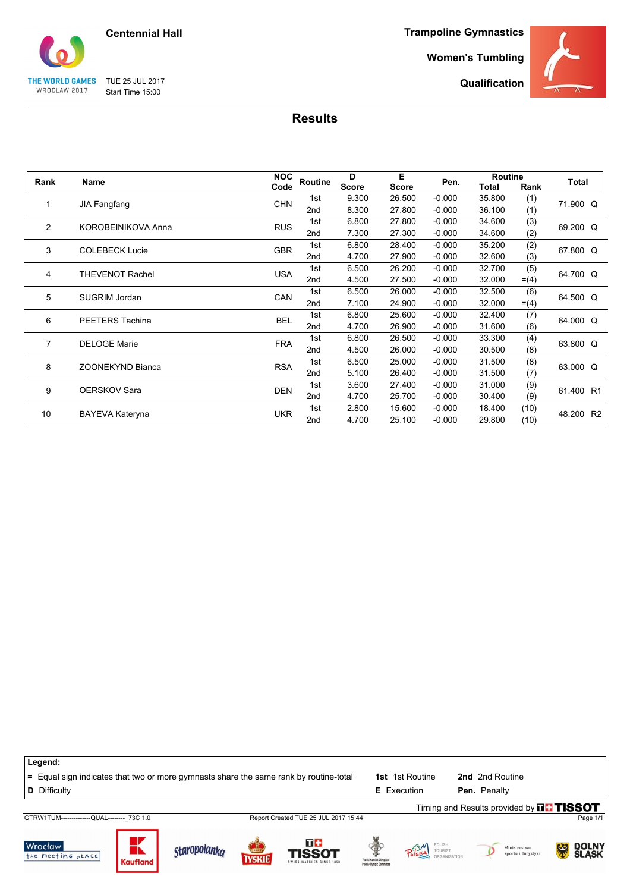Centennial Hall

THE WORLD GAMES WROCLAW 2017

TUE 25 JUL 2017
Start Time 15:00

**Trampoline Gymnastics**

**Women's Tumbling**

**Qualification**

## Results

| Rank | Name | NOC Code | Routine | D Score | E Score | Pen. | Routine Total | Routine Rank | Total |
|---|---|---|---|---|---|---|---|---|---|
| 1 | JIA Fangfang | CHN | 1st | 9.300 | 26.500 | -0.000 | 35.800 | (1) | 71.900 Q |
| | | | 2nd | 8.300 | 27.800 | -0.000 | 36.100 | (1) | |
| 2 | KOROBEINIKOVA Anna | RUS | 1st | 6.800 | 27.800 | -0.000 | 34.600 | (3) | 69.200 Q |
| | | | 2nd | 7.300 | 27.300 | -0.000 | 34.600 | (2) | |
| 3 | COLEBECK Lucie | GBR | 1st | 6.800 | 28.400 | -0.000 | 35.200 | (2) | 67.800 Q |
| | | | 2nd | 4.700 | 27.900 | -0.000 | 32.600 | (3) | |
| 4 | THEVENOT Rachel | USA | 1st | 6.500 | 26.200 | -0.000 | 32.700 | (5) | 64.700 Q |
| | | | 2nd | 4.500 | 27.500 | -0.000 | 32.000 | =(4) | |
| 5 | SUGRIM Jordan | CAN | 1st | 6.500 | 26.000 | -0.000 | 32.500 | (6) | 64.500 Q |
| | | | 2nd | 7.100 | 24.900 | -0.000 | 32.000 | =(4) | |
| 6 | PEETERS Tachina | BEL | 1st | 6.800 | 25.600 | -0.000 | 32.400 | (7) | 64.000 Q |
| | | | 2nd | 4.700 | 26.900 | -0.000 | 31.600 | (6) | |
| 7 | DELOGE Marie | FRA | 1st | 6.800 | 26.500 | -0.000 | 33.300 | (4) | 63.800 Q |
| | | | 2nd | 4.500 | 26.000 | -0.000 | 30.500 | (8) | |
| 8 | ZOONEKYND Bianca | RSA | 1st | 6.500 | 25.000 | -0.000 | 31.500 | (8) | 63.000 Q |
| | | | 2nd | 5.100 | 26.400 | -0.000 | 31.500 | (7) | |
| 9 | OERSKOV Sara | DEN | 1st | 3.600 | 27.400 | -0.000 | 31.000 | (9) | 61.400 R1 |
| | | | 2nd | 4.700 | 25.700 | -0.000 | 30.400 | (9) | |
| 10 | BAYEVA Kateryna | UKR | 1st | 2.800 | 15.600 | -0.000 | 18.400 | (10) | 48.200 R2 |
| | | | 2nd | 4.700 | 25.100 | -0.000 | 29.800 | (10) | |

**Legend:**

- **=** Equal sign indicates that two or more gymnasts share the same rank by routine-total
- **D** Difficulty
- **1st** 1st Routine
- **E** Execution
- **2nd** 2nd Routine
- **Pen.** Penalty

Timing and Results provided by TISSOT

GTRW1TUM--------------QUAL--------_73C 1.0 Report Created TUE 25 JUL 2017 15:44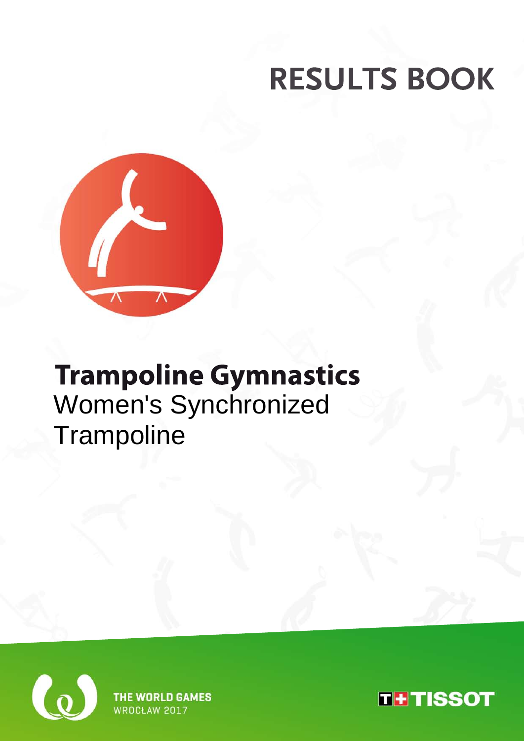# RESULTS BOOK

## Trampoline Gymnastics

Women's Synchronized Trampoline

THE WORLD GAMES
WROCŁAW 2017

TISSOT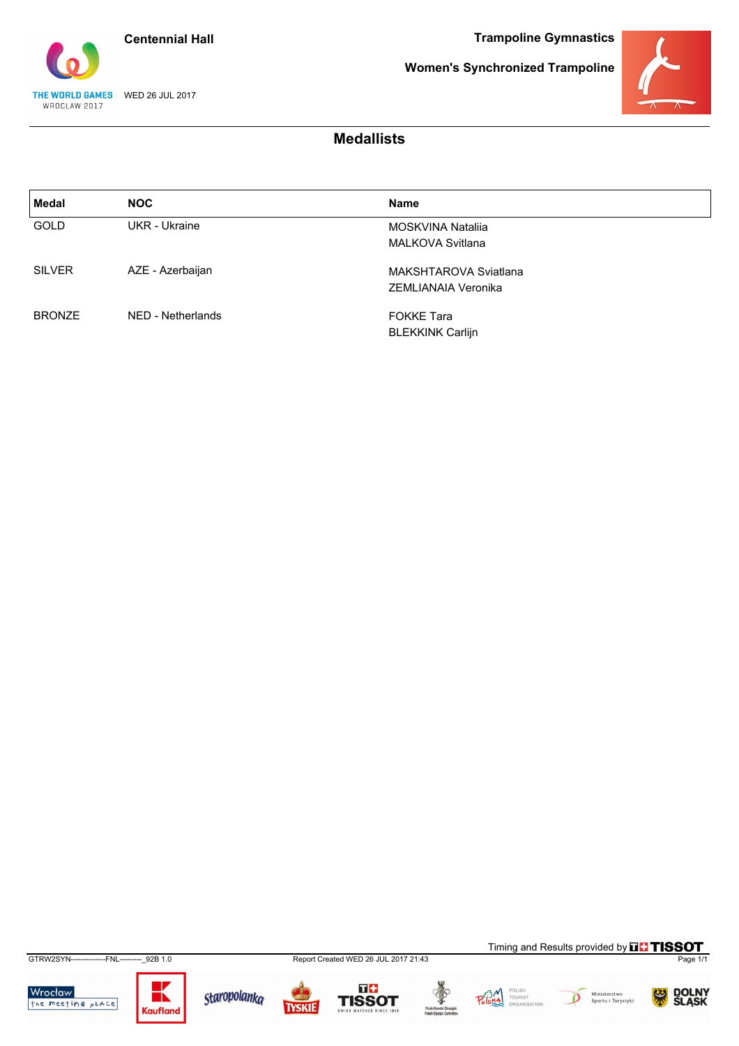**Centennial Hall**

**Trampoline Gymnastics**

**Women's Synchronized Trampoline**

WED 26 JUL 2017

## Medallists

| Medal | NOC | Name |
|---|---|---|
| GOLD | UKR - Ukraine | MOSKVINA Nataliia<br>MALKOVA Svitlana |
| SILVER | AZE - Azerbaijan | MAKSHTAROVA Sviatlana<br>ZEMLIANAIA Veronika |
| BRONZE | NED - Netherlands | FOKKE Tara<br>BLEKKINK Carlijn |

Timing and Results provided by TISSOT

GTRW2SYN--------------FNL---------_92B 1.0

Report Created WED 26 JUL 2017 21:43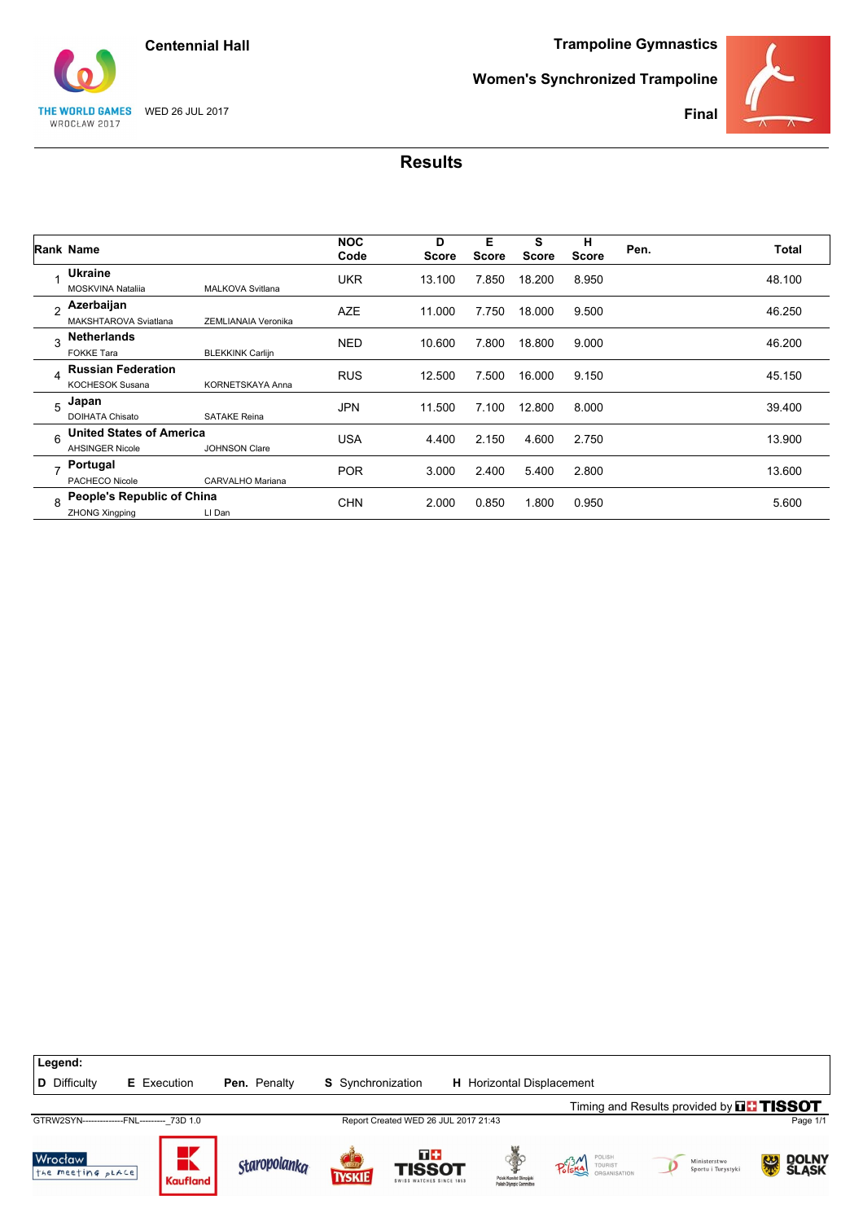Centennial Hall

THE WORLD GAMES WROCLAW 2017

WED 26 JUL 2017

Trampoline Gymnastics

Women's Synchronized Trampoline

Final

# Results

| Rank | Name | | NOC Code | D Score | E Score | S Score | H Score | Pen. | Total |
|---|---|---|---|---|---|---|---|---|---|
| 1 | **Ukraine** | | UKR | 13.100 | 7.850 | 18.200 | 8.950 | | 48.100 |
| | MOSKVINA Nataliia | MALKOVA Svitlana | | | | | | | |
| 2 | **Azerbaijan** | | AZE | 11.000 | 7.750 | 18.000 | 9.500 | | 46.250 |
| | MAKSHTAROVA Sviatlana | ZEMLIANAIA Veronika | | | | | | | |
| 3 | **Netherlands** | | NED | 10.600 | 7.800 | 18.800 | 9.000 | | 46.200 |
| | FOKKE Tara | BLEKKINK Carlijn | | | | | | | |
| 4 | **Russian Federation** | | RUS | 12.500 | 7.500 | 16.000 | 9.150 | | 45.150 |
| | KOCHESOK Susana | KORNETSKAYA Anna | | | | | | | |
| 5 | **Japan** | | JPN | 11.500 | 7.100 | 12.800 | 8.000 | | 39.400 |
| | DOIHATA Chisato | SATAKE Reina | | | | | | | |
| 6 | **United States of America** | | USA | 4.400 | 2.150 | 4.600 | 2.750 | | 13.900 |
| | AHSINGER Nicole | JOHNSON Clare | | | | | | | |
| 7 | **Portugal** | | POR | 3.000 | 2.400 | 5.400 | 2.800 | | 13.600 |
| | PACHECO Nicole | CARVALHO Mariana | | | | | | | |
| 8 | **People's Republic of China** | | CHN | 2.000 | 0.850 | 1.800 | 0.950 | | 5.600 |
| | ZHONG Xingping | LI Dan | | | | | | | |

**Legend:**
**D** Difficulty **E** Execution **Pen.** Penalty **S** Synchronization **H** Horizontal Displacement

Timing and Results provided by TISSOT

GTRW2SYN--------------FNL---------_73D 1.0 Report Created WED 26 JUL 2017 21:43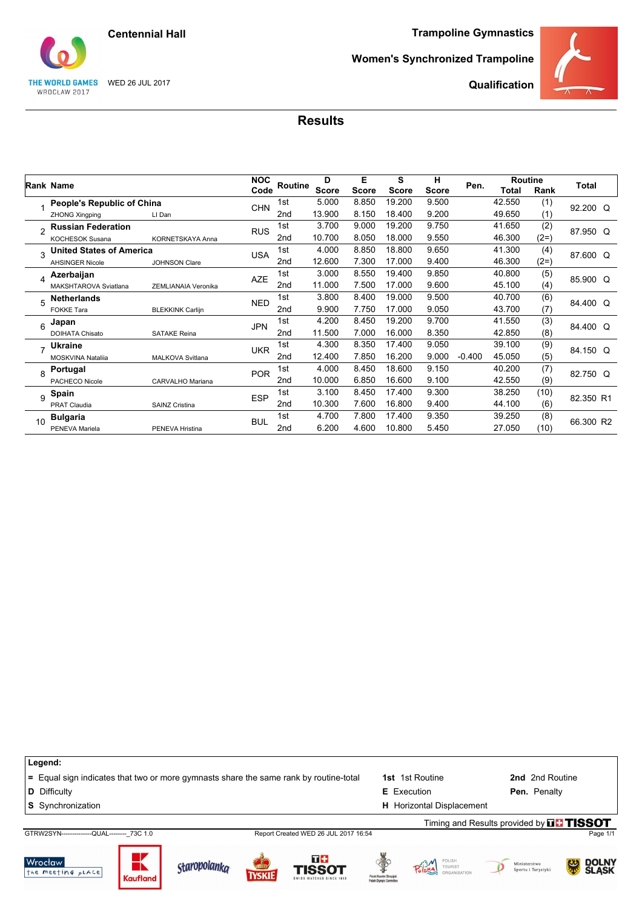Centennial Hall

WED 26 JUL 2017

**Trampoline Gymnastics**

**Women's Synchronized Trampoline**

**Qualification**

# Results

| Rank | Name | | NOC Code | Routine | D Score | E Score | S Score | H Score | Pen. | Routine Total | Routine Rank | Total |
|---|---|---|---|---|---|---|---|---|---|---|---|---|
| 1 | **People's Republic of China** | | CHN | 1st | 5.000 | 8.850 | 19.200 | 9.500 | | 42.550 | (1) | 92.200 Q |
| | ZHONG Xingping | LI Dan | | 2nd | 13.900 | 8.150 | 18.400 | 9.200 | | 49.650 | (1) | |
| 2 | **Russian Federation** | | RUS | 1st | 3.700 | 9.000 | 19.200 | 9.750 | | 41.650 | (2) | 87.950 Q |
| | KOCHESOK Susana | KORNETSKAYA Anna | | 2nd | 10.700 | 8.050 | 18.000 | 9.550 | | 46.300 | (2=) | |
| 3 | **United States of America** | | USA | 1st | 4.000 | 8.850 | 18.800 | 9.650 | | 41.300 | (4) | 87.600 Q |
| | AHSINGER Nicole | JOHNSON Clare | | 2nd | 12.600 | 7.300 | 17.000 | 9.400 | | 46.300 | (2=) | |
| 4 | **Azerbaijan** | | AZE | 1st | 3.000 | 8.550 | 19.400 | 9.850 | | 40.800 | (5) | 85.900 Q |
| | MAKSHTAROVA Sviatlana | ZEMLIANAIA Veronika | | 2nd | 11.000 | 7.500 | 17.000 | 9.600 | | 45.100 | (4) | |
| 5 | **Netherlands** | | NED | 1st | 3.800 | 8.400 | 19.000 | 9.500 | | 40.700 | (6) | 84.400 Q |
| | FOKKE Tara | BLEKKINK Carlijn | | 2nd | 9.900 | 7.750 | 17.000 | 9.050 | | 43.700 | (7) | |
| 6 | **Japan** | | JPN | 1st | 4.200 | 8.450 | 19.200 | 9.700 | | 41.550 | (3) | 84.400 Q |
| | DOIHATA Chisato | SATAKE Reina | | 2nd | 11.500 | 7.000 | 16.000 | 8.350 | | 42.850 | (8) | |
| 7 | **Ukraine** | | UKR | 1st | 4.300 | 8.350 | 17.400 | 9.050 | | 39.100 | (9) | 84.150 Q |
| | MOSKVINA Nataliia | MALKOVA Svitlana | | 2nd | 12.400 | 7.850 | 16.200 | 9.000 | -0.400 | 45.050 | (5) | |
| 8 | **Portugal** | | POR | 1st | 4.000 | 8.450 | 18.600 | 9.150 | | 40.200 | (7) | 82.750 Q |
| | PACHECO Nicole | CARVALHO Mariana | | 2nd | 10.000 | 6.850 | 16.600 | 9.100 | | 42.550 | (9) | |
| 9 | **Spain** | | ESP | 1st | 3.100 | 8.450 | 17.400 | 9.300 | | 38.250 | (10) | 82.350 R1 |
| | PRAT Claudia | SAINZ Cristina | | 2nd | 10.300 | 7.600 | 16.800 | 9.400 | | 44.100 | (6) | |
| 10 | **Bulgaria** | | BUL | 1st | 4.700 | 7.800 | 17.400 | 9.350 | | 39.250 | (8) | 66.300 R2 |
| | PENEVA Mariela | PENEVA Hristina | | 2nd | 6.200 | 4.600 | 10.800 | 5.450 | | 27.050 | (10) | |

**Legend:**

| | | |
|---|---|---|
| **=** Equal sign indicates that two or more gymnasts share the same rank by routine-total | **1st** 1st Routine | **2nd** 2nd Routine |
| **D** Difficulty | **E** Execution | **Pen.** Penalty |
| **S** Synchronization | **H** Horizontal Displacement | |

Timing and Results provided by TISSOT

GTRW2SYN--------------QUAL--------_73C 1.0 Report Created WED 26 JUL 2017 16:54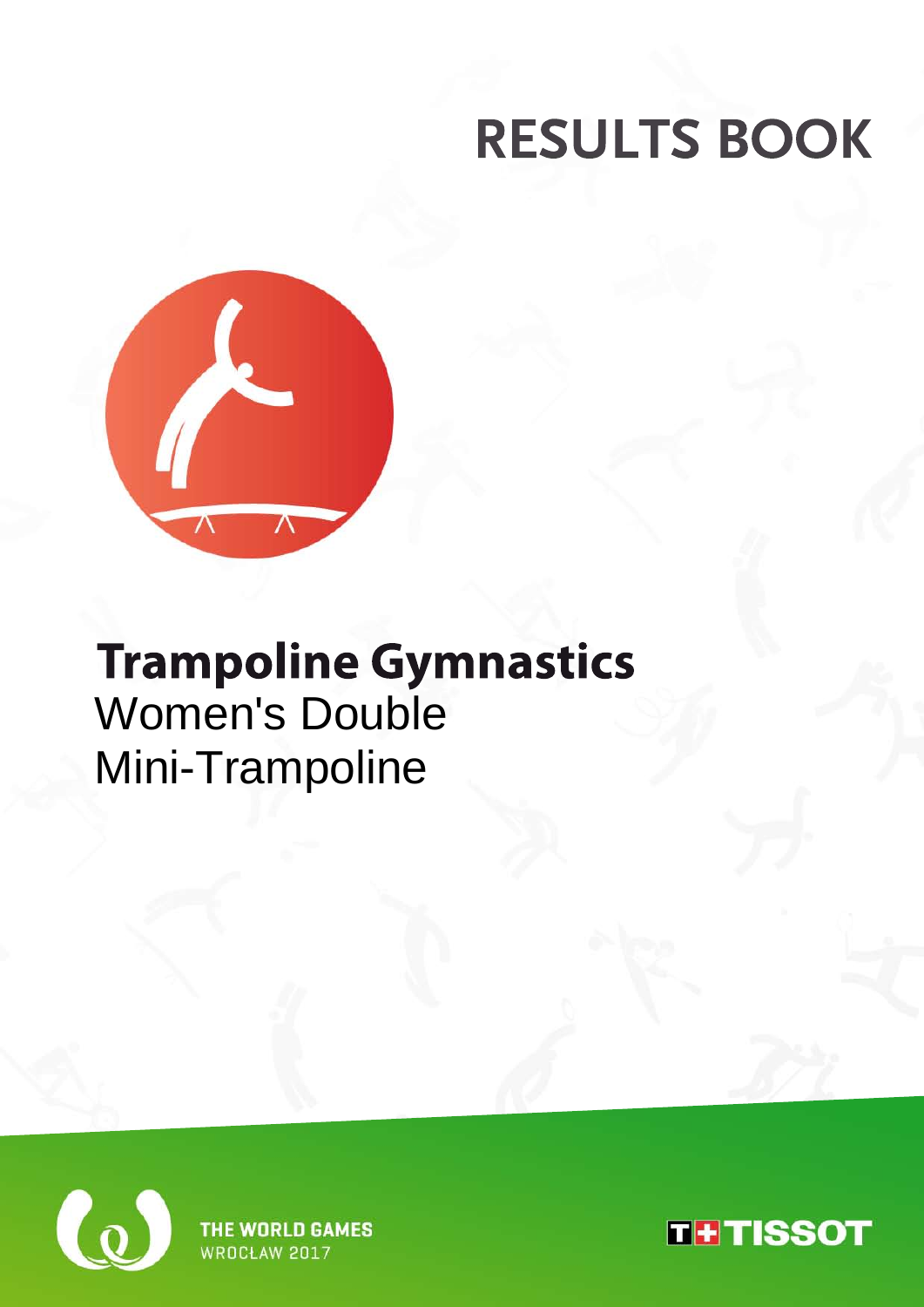# RESULTS BOOK

**Trampoline Gymnastics**
Women's Double
Mini-Trampoline

THE WORLD GAMES
WROCŁAW 2017

TISSOT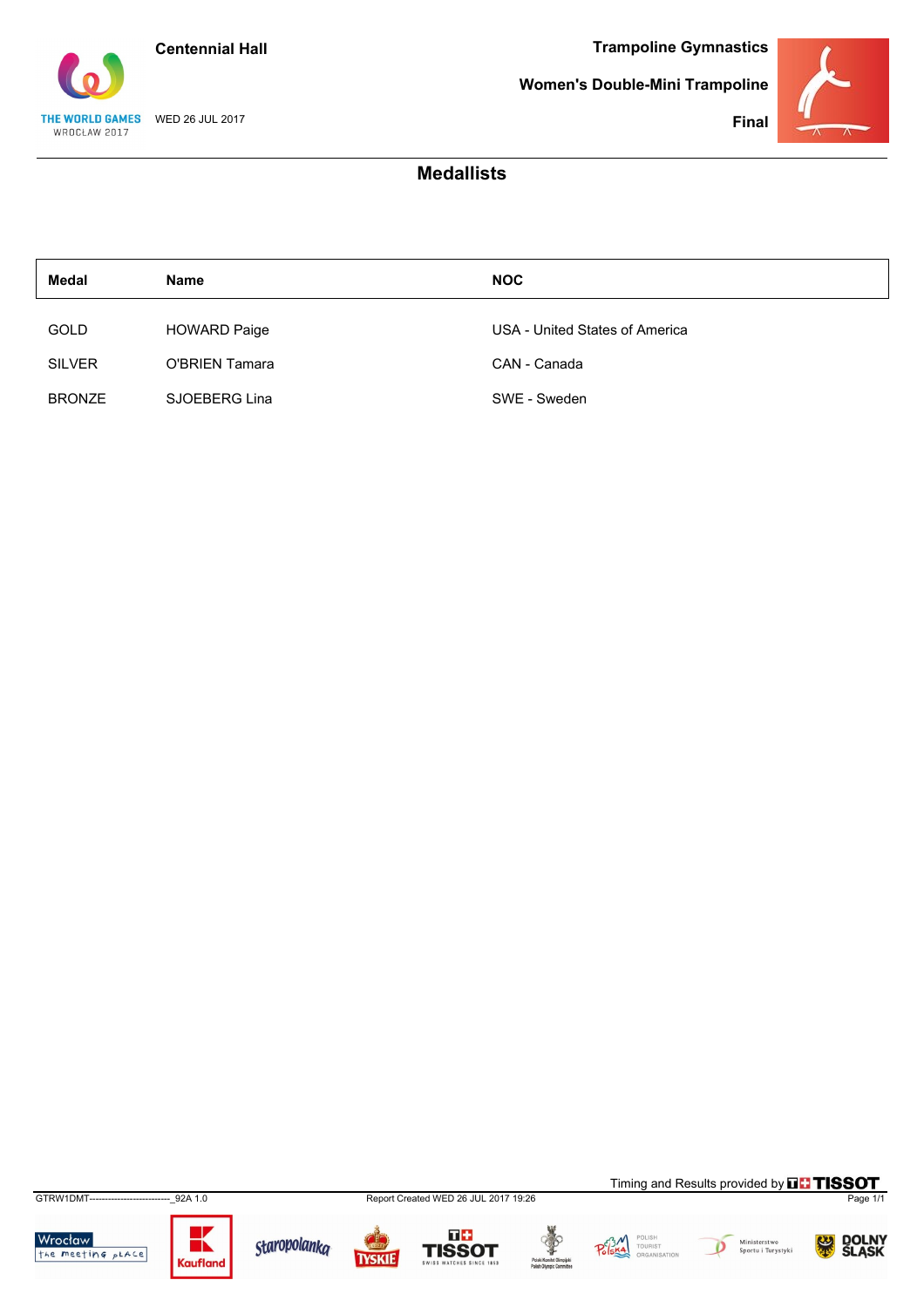Centennial Hall

WED 26 JUL 2017

**Trampoline Gymnastics**

**Women's Double-Mini Trampoline**

**Final**

## Medallists

| Medal | Name | NOC |
|---|---|---|
| GOLD | HOWARD Paige | USA - United States of America |
| SILVER | O'BRIEN Tamara | CAN - Canada |
| BRONZE | SJOEBERG Lina | SWE - Sweden |

Timing and Results provided by TISSOT

GTRW1DMT--------------------------_92A 1.0 Report Created WED 26 JUL 2017 19:26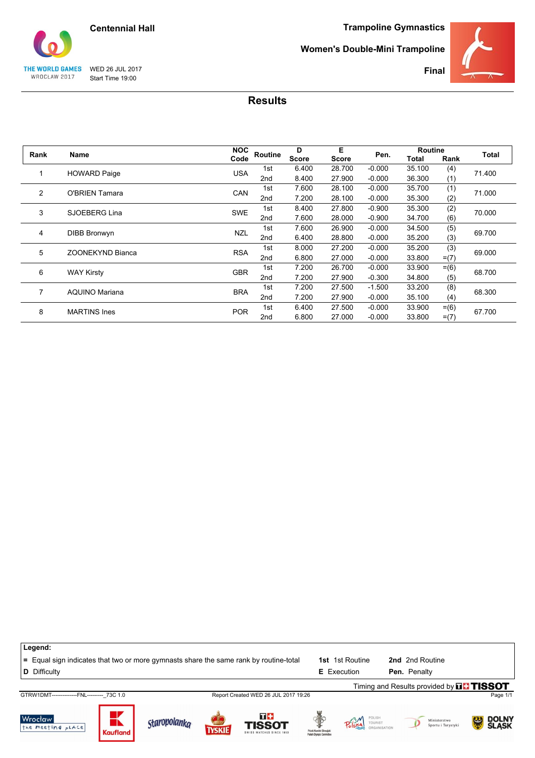Centennial Hall

THE WORLD GAMES WROCLAW 2017

WED 26 JUL 2017
Start Time 19:00

Trampoline Gymnastics

Women's Double-Mini Trampoline

Final

## Results

| Rank | Name | NOC Code | Routine | D Score | E Score | Pen. | Routine Total | Routine Rank | Total |
|---|---|---|---|---|---|---|---|---|---|
| 1 | HOWARD Paige | USA | 1st | 6.400 | 28.700 | -0.000 | 35.100 | (4) | 71.400 |
| | | | 2nd | 8.400 | 27.900 | -0.000 | 36.300 | (1) | |
| 2 | O'BRIEN Tamara | CAN | 1st | 7.600 | 28.100 | -0.000 | 35.700 | (1) | 71.000 |
| | | | 2nd | 7.200 | 28.100 | -0.000 | 35.300 | (2) | |
| 3 | SJOEBERG Lina | SWE | 1st | 8.400 | 27.800 | -0.900 | 35.300 | (2) | 70.000 |
| | | | 2nd | 7.600 | 28.000 | -0.900 | 34.700 | (6) | |
| 4 | DIBB Bronwyn | NZL | 1st | 7.600 | 26.900 | -0.000 | 34.500 | (5) | 69.700 |
| | | | 2nd | 6.400 | 28.800 | -0.000 | 35.200 | (3) | |
| 5 | ZOONEKYND Bianca | RSA | 1st | 8.000 | 27.200 | -0.000 | 35.200 | (3) | 69.000 |
| | | | 2nd | 6.800 | 27.000 | -0.000 | 33.800 | =(7) | |
| 6 | WAY Kirsty | GBR | 1st | 7.200 | 26.700 | -0.000 | 33.900 | =(6) | 68.700 |
| | | | 2nd | 7.200 | 27.900 | -0.300 | 34.800 | (5) | |
| 7 | AQUINO Mariana | BRA | 1st | 7.200 | 27.500 | -1.500 | 33.200 | (8) | 68.300 |
| | | | 2nd | 7.200 | 27.900 | -0.000 | 35.100 | (4) | |
| 8 | MARTINS Ines | POR | 1st | 6.400 | 27.500 | -0.000 | 33.900 | =(6) | 67.700 |
| | | | 2nd | 6.800 | 27.000 | -0.000 | 33.800 | =(7) | |

**Legend:**

**=** Equal sign indicates that two or more gymnasts share the same rank by routine-total
**D** Difficulty
**1st** 1st Routine
**E** Execution
**2nd** 2nd Routine
**Pen.** Penalty

Timing and Results provided by TISSOT

GTRW1DMT--------------FNL---------_73C 1.0    Report Created WED 26 JUL 2017 19:26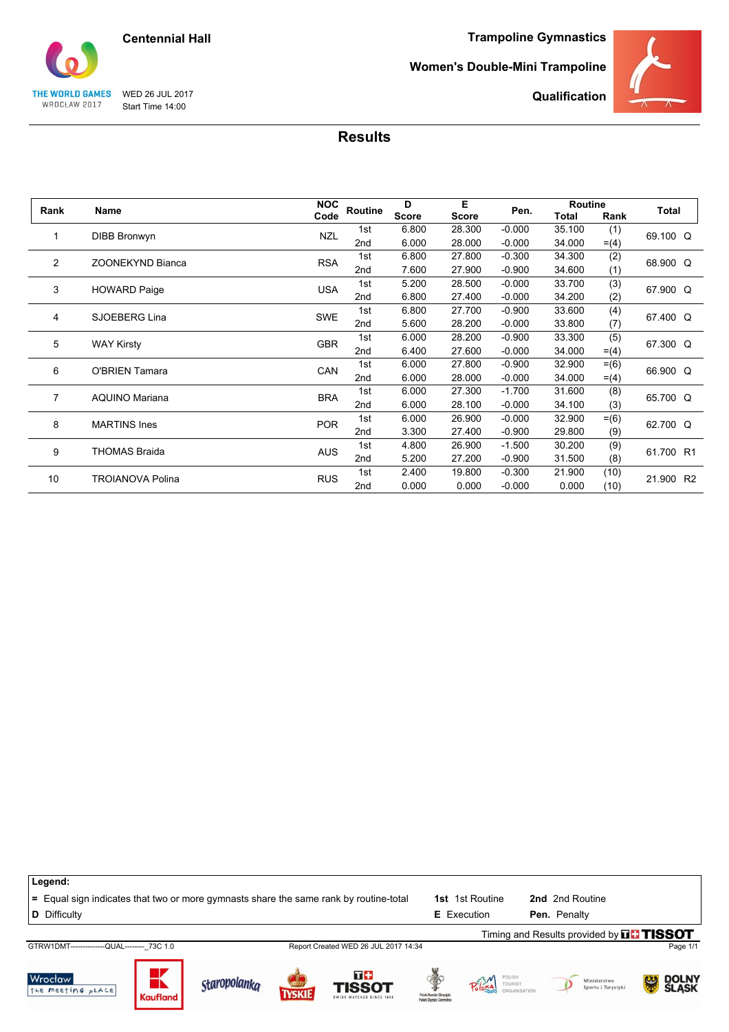Centennial Hall

WED 26 JUL 2017
Start Time 14:00

Trampoline Gymnastics

Women's Double-Mini Trampoline

Qualification

## Results

| Rank | Name | NOC Code | Routine | D Score | E Score | Pen. | Routine Total | Routine Rank | Total |
|---|---|---|---|---|---|---|---|---|---|
| 1 | DIBB Bronwyn | NZL | 1st | 6.800 | 28.300 | -0.000 | 35.100 | (1) | 69.100 Q |
| | | | 2nd | 6.000 | 28.000 | -0.000 | 34.000 | =(4) | |
| 2 | ZOONEKYND Bianca | RSA | 1st | 6.800 | 27.800 | -0.300 | 34.300 | (2) | 68.900 Q |
| | | | 2nd | 7.600 | 27.900 | -0.900 | 34.600 | (1) | |
| 3 | HOWARD Paige | USA | 1st | 5.200 | 28.500 | -0.000 | 33.700 | (3) | 67.900 Q |
| | | | 2nd | 6.800 | 27.400 | -0.000 | 34.200 | (2) | |
| 4 | SJOEBERG Lina | SWE | 1st | 6.800 | 27.700 | -0.900 | 33.600 | (4) | 67.400 Q |
| | | | 2nd | 5.600 | 28.200 | -0.000 | 33.800 | (7) | |
| 5 | WAY Kirsty | GBR | 1st | 6.000 | 28.200 | -0.900 | 33.300 | (5) | 67.300 Q |
| | | | 2nd | 6.400 | 27.600 | -0.000 | 34.000 | =(4) | |
| 6 | O'BRIEN Tamara | CAN | 1st | 6.000 | 27.800 | -0.900 | 32.900 | =(6) | 66.900 Q |
| | | | 2nd | 6.000 | 28.000 | -0.000 | 34.000 | =(4) | |
| 7 | AQUINO Mariana | BRA | 1st | 6.000 | 27.300 | -1.700 | 31.600 | (8) | 65.700 Q |
| | | | 2nd | 6.000 | 28.100 | -0.000 | 34.100 | (3) | |
| 8 | MARTINS Ines | POR | 1st | 6.000 | 26.900 | -0.000 | 32.900 | =(6) | 62.700 Q |
| | | | 2nd | 3.300 | 27.400 | -0.900 | 29.800 | (9) | |
| 9 | THOMAS Braida | AUS | 1st | 4.800 | 26.900 | -1.500 | 30.200 | (9) | 61.700 R1 |
| | | | 2nd | 5.200 | 27.200 | -0.900 | 31.500 | (8) | |
| 10 | TROIANOVA Polina | RUS | 1st | 2.400 | 19.800 | -0.300 | 21.900 | (10) | 21.900 R2 |
| | | | 2nd | 0.000 | 0.000 | -0.000 | 0.000 | (10) | |

**Legend:**

**=** Equal sign indicates that two or more gymnasts share the same rank by routine-total
**D** Difficulty
**1st** 1st Routine
**E** Execution
**2nd** 2nd Routine
**Pen.** Penalty

Timing and Results provided by TISSOT

GTRW1DMT--------------QUAL--------_73C 1.0

Report Created WED 26 JUL 2017 14:34